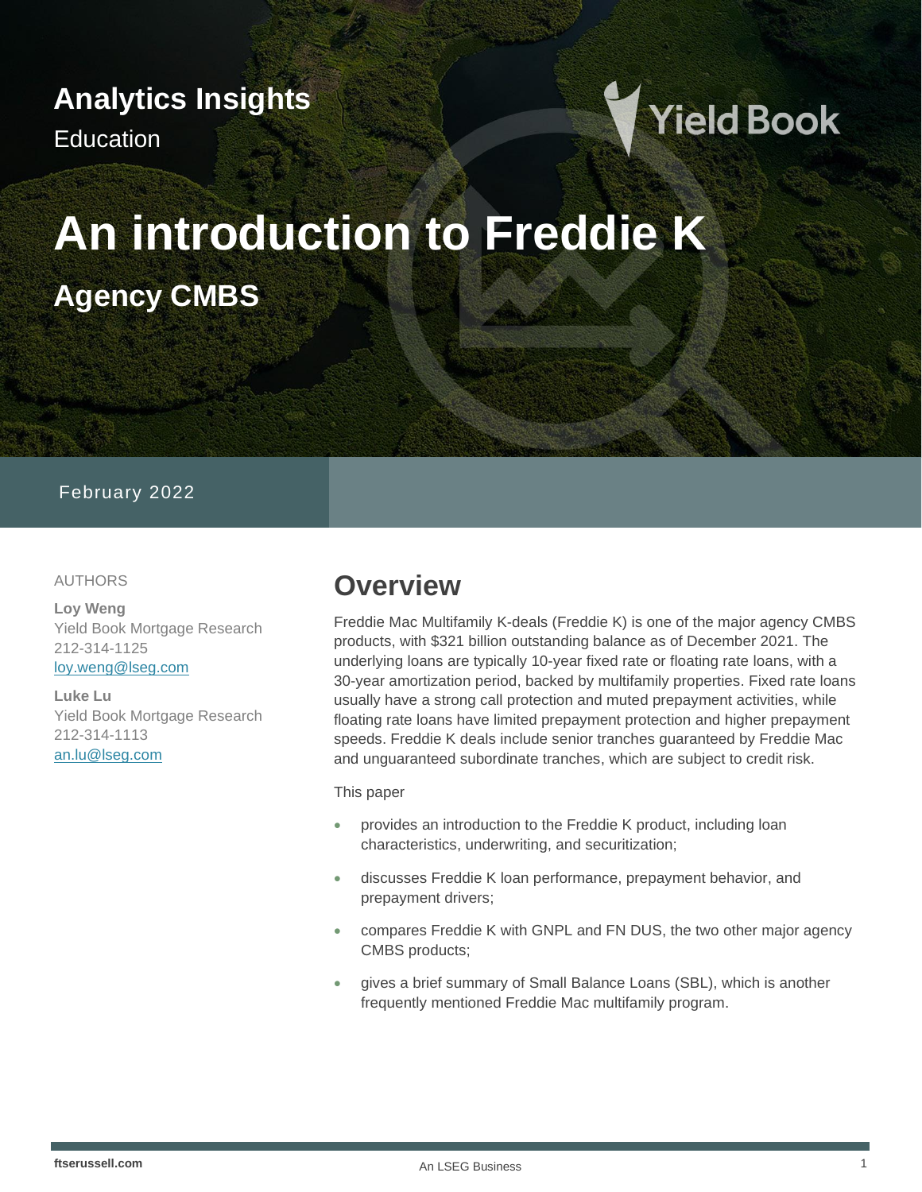Analytics Insights

Education

# An introduction to Freddie K

## Agency CMBS

February 2022

AUTHORS

**Loy Weng**
Yield Book Mortgage Research
212-314-1125
loy.weng@lseg.com

**Luke Lu**
Yield Book Mortgage Research
212-314-1113
an.lu@lseg.com

## Overview

Freddie Mac Multifamily K-deals (Freddie K) is one of the major agency CMBS products, with $321 billion outstanding balance as of December 2021. The underlying loans are typically 10-year fixed rate or floating rate loans, with a 30-year amortization period, backed by multifamily properties. Fixed rate loans usually have a strong call protection and muted prepayment activities, while floating rate loans have limited prepayment protection and higher prepayment speeds. Freddie K deals include senior tranches guaranteed by Freddie Mac and unguaranteed subordinate tranches, which are subject to credit risk.

This paper

- provides an introduction to the Freddie K product, including loan characteristics, underwriting, and securitization;
- discusses Freddie K loan performance, prepayment behavior, and prepayment drivers;
- compares Freddie K with GNPL and FN DUS, the two other major agency CMBS products;
- gives a brief summary of Small Balance Loans (SBL), which is another frequently mentioned Freddie Mac multifamily program.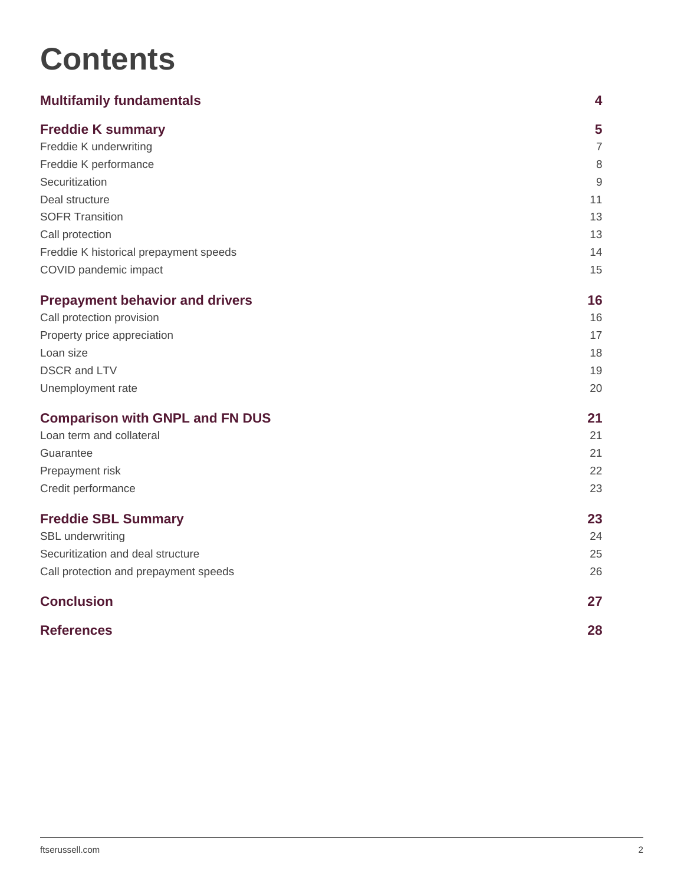# Contents

| | |
|---|---|
| **Multifamily fundamentals** | **4** |
| **Freddie K summary** | **5** |
| Freddie K underwriting | 7 |
| Freddie K performance | 8 |
| Securitization | 9 |
| Deal structure | 11 |
| SOFR Transition | 13 |
| Call protection | 13 |
| Freddie K historical prepayment speeds | 14 |
| COVID pandemic impact | 15 |
| **Prepayment behavior and drivers** | **16** |
| Call protection provision | 16 |
| Property price appreciation | 17 |
| Loan size | 18 |
| DSCR and LTV | 19 |
| Unemployment rate | 20 |
| **Comparison with GNPL and FN DUS** | **21** |
| Loan term and collateral | 21 |
| Guarantee | 21 |
| Prepayment risk | 22 |
| Credit performance | 23 |
| **Freddie SBL Summary** | **23** |
| SBL underwriting | 24 |
| Securitization and deal structure | 25 |
| Call protection and prepayment speeds | 26 |
| **Conclusion** | **27** |
| **References** | **28** |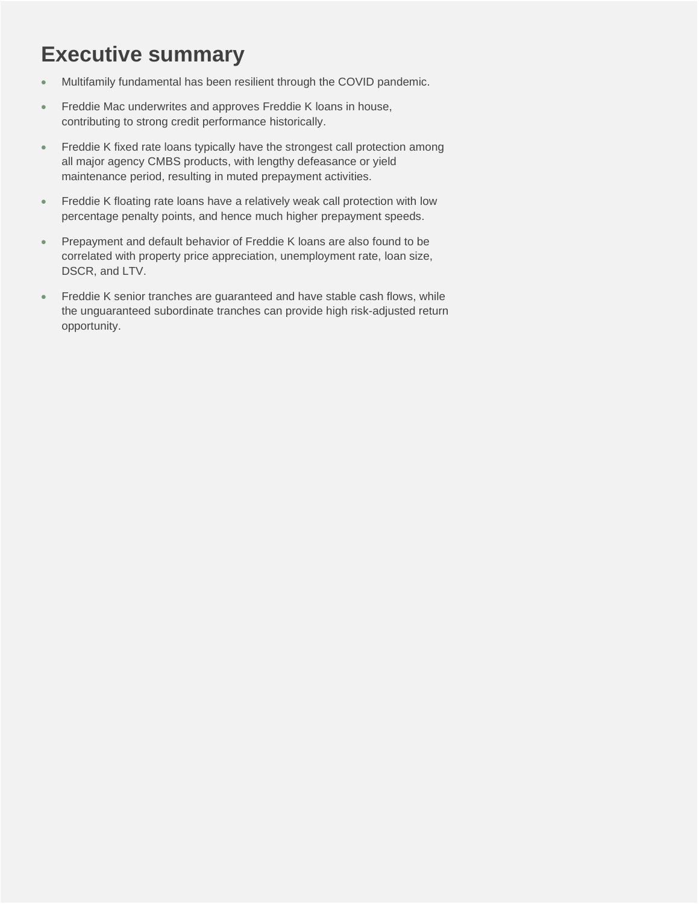# Executive summary

- Multifamily fundamental has been resilient through the COVID pandemic.
- Freddie Mac underwrites and approves Freddie K loans in house, contributing to strong credit performance historically.
- Freddie K fixed rate loans typically have the strongest call protection among all major agency CMBS products, with lengthy defeasance or yield maintenance period, resulting in muted prepayment activities.
- Freddie K floating rate loans have a relatively weak call protection with low percentage penalty points, and hence much higher prepayment speeds.
- Prepayment and default behavior of Freddie K loans are also found to be correlated with property price appreciation, unemployment rate, loan size, DSCR, and LTV.
- Freddie K senior tranches are guaranteed and have stable cash flows, while the unguaranteed subordinate tranches can provide high risk-adjusted return opportunity.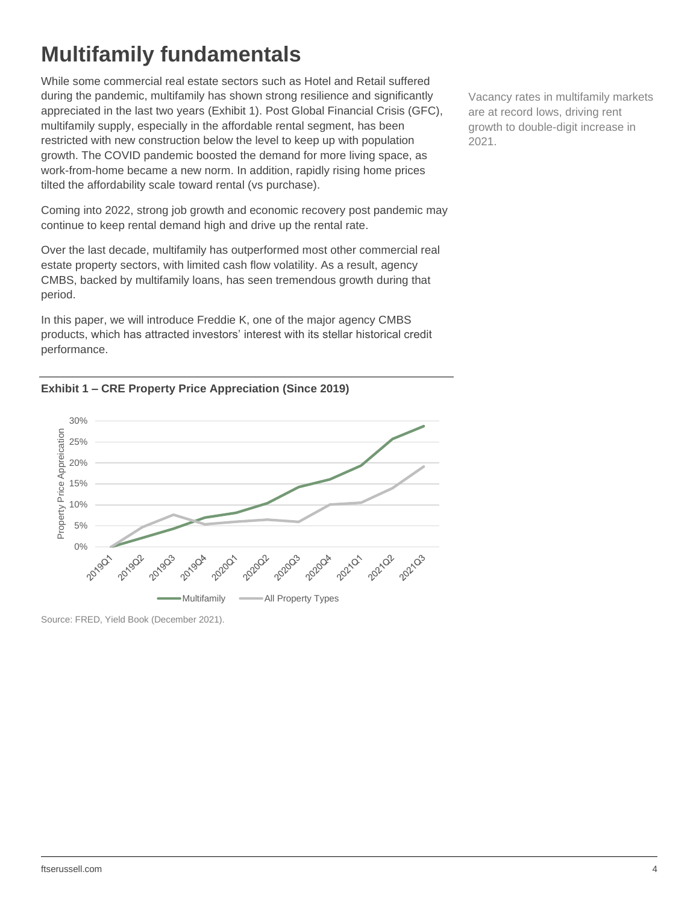# Multifamily fundamentals

While some commercial real estate sectors such as Hotel and Retail suffered during the pandemic, multifamily has shown strong resilience and significantly appreciated in the last two years (Exhibit 1). Post Global Financial Crisis (GFC), multifamily supply, especially in the affordable rental segment, has been restricted with new construction below the level to keep up with population growth. The COVID pandemic boosted the demand for more living space, as work-from-home became a new norm. In addition, rapidly rising home prices tilted the affordability scale toward rental (vs purchase).

Vacancy rates in multifamily markets are at record lows, driving rent growth to double-digit increase in 2021.

Coming into 2022, strong job growth and economic recovery post pandemic may continue to keep rental demand high and drive up the rental rate.

Over the last decade, multifamily has outperformed most other commercial real estate property sectors, with limited cash flow volatility. As a result, agency CMBS, backed by multifamily loans, has seen tremendous growth during that period.

In this paper, we will introduce Freddie K, one of the major agency CMBS products, which has attracted investors' interest with its stellar historical credit performance.

**Exhibit 1 – CRE Property Price Appreciation (Since 2019)**

Source: FRED, Yield Book (December 2021).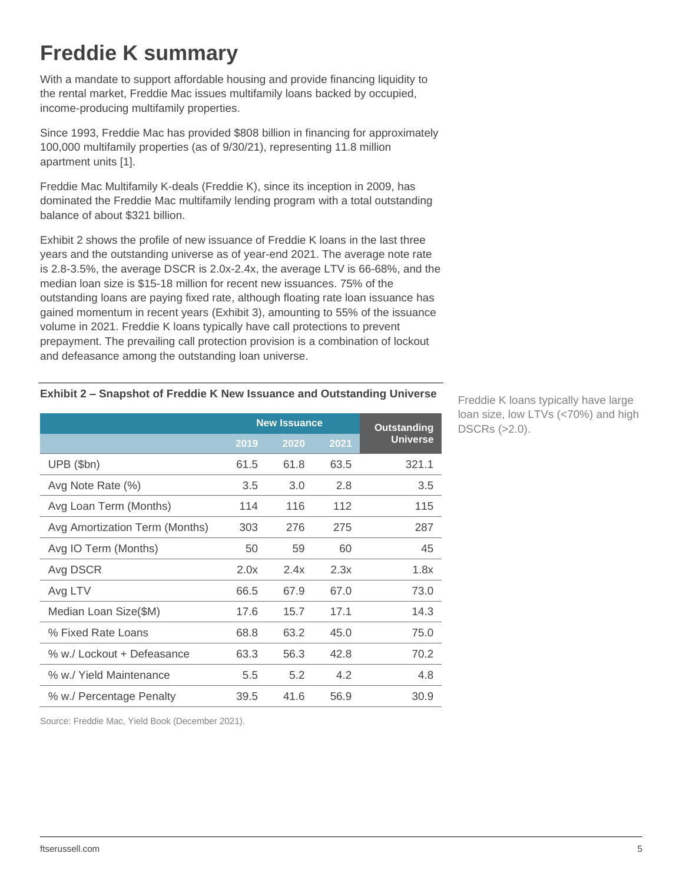# Freddie K summary

With a mandate to support affordable housing and provide financing liquidity to the rental market, Freddie Mac issues multifamily loans backed by occupied, income-producing multifamily properties.

Since 1993, Freddie Mac has provided $808 billion in financing for approximately 100,000 multifamily properties (as of 9/30/21), representing 11.8 million apartment units [1].

Freddie Mac Multifamily K-deals (Freddie K), since its inception in 2009, has dominated the Freddie Mac multifamily lending program with a total outstanding balance of about $321 billion.

Exhibit 2 shows the profile of new issuance of Freddie K loans in the last three years and the outstanding universe as of year-end 2021. The average note rate is 2.8-3.5%, the average DSCR is 2.0x-2.4x, the average LTV is 66-68%, and the median loan size is $15-18 million for recent new issuances. 75% of the outstanding loans are paying fixed rate, although floating rate loan issuance has gained momentum in recent years (Exhibit 3), amounting to 55% of the issuance volume in 2021. Freddie K loans typically have call protections to prevent prepayment. The prevailing call protection provision is a combination of lockout and defeasance among the outstanding loan universe.

Freddie K loans typically have large loan size, low LTVs (<70%) and high DSCRs (>2.0).

**Exhibit 2 – Snapshot of Freddie K New Issuance and Outstanding Universe**

| | New Issuance | | | Outstanding Universe |
|---|---|---|---|---|
| | 2019 | 2020 | 2021 | |
| UPB ($bn) | 61.5 | 61.8 | 63.5 | 321.1 |
| Avg Note Rate (%) | 3.5 | 3.0 | 2.8 | 3.5 |
| Avg Loan Term (Months) | 114 | 116 | 112 | 115 |
| Avg Amortization Term (Months) | 303 | 276 | 275 | 287 |
| Avg IO Term (Months) | 50 | 59 | 60 | 45 |
| Avg DSCR | 2.0x | 2.4x | 2.3x | 1.8x |
| Avg LTV | 66.5 | 67.9 | 67.0 | 73.0 |
| Median Loan Size($M) | 17.6 | 15.7 | 17.1 | 14.3 |
| % Fixed Rate Loans | 68.8 | 63.2 | 45.0 | 75.0 |
| % w./ Lockout + Defeasance | 63.3 | 56.3 | 42.8 | 70.2 |
| % w./ Yield Maintenance | 5.5 | 5.2 | 4.2 | 4.8 |
| % w./ Percentage Penalty | 39.5 | 41.6 | 56.9 | 30.9 |

Source: Freddie Mac, Yield Book (December 2021).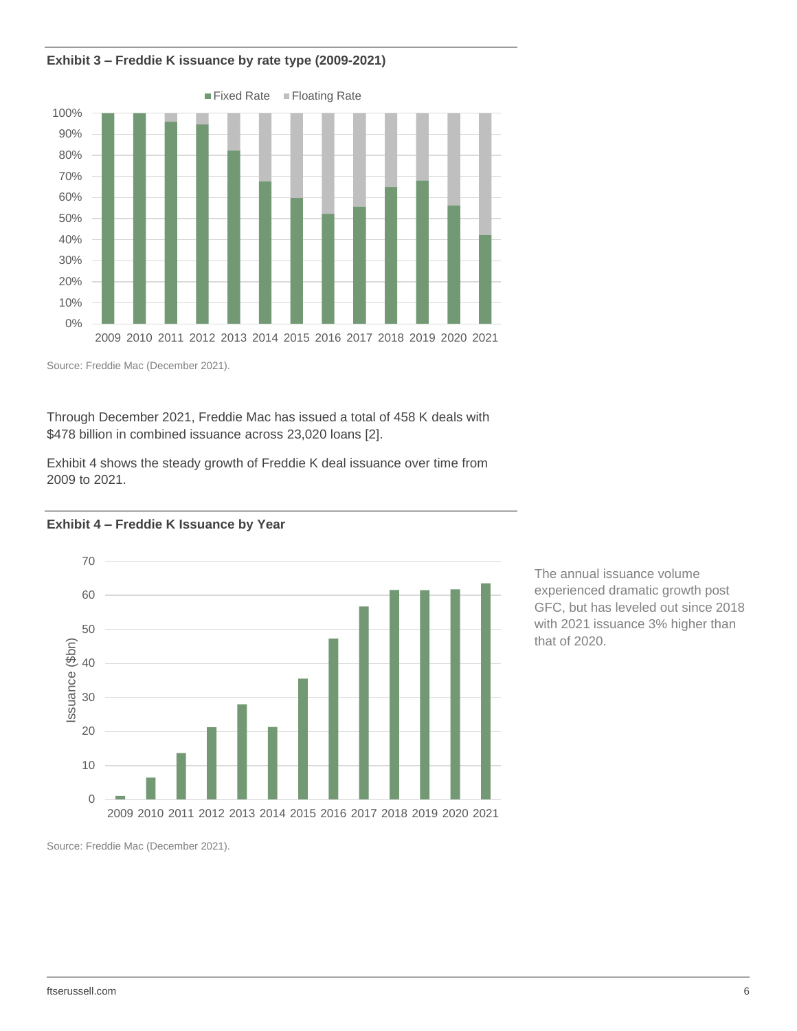**Exhibit 3 – Freddie K issuance by rate type (2009-2021)**

Source: Freddie Mac (December 2021).

Through December 2021, Freddie Mac has issued a total of 458 K deals with $478 billion in combined issuance across 23,020 loans [2].

Exhibit 4 shows the steady growth of Freddie K deal issuance over time from 2009 to 2021.

**Exhibit 4 – Freddie K Issuance by Year**

Source: Freddie Mac (December 2021).

The annual issuance volume experienced dramatic growth post GFC, but has leveled out since 2018 with 2021 issuance 3% higher than that of 2020.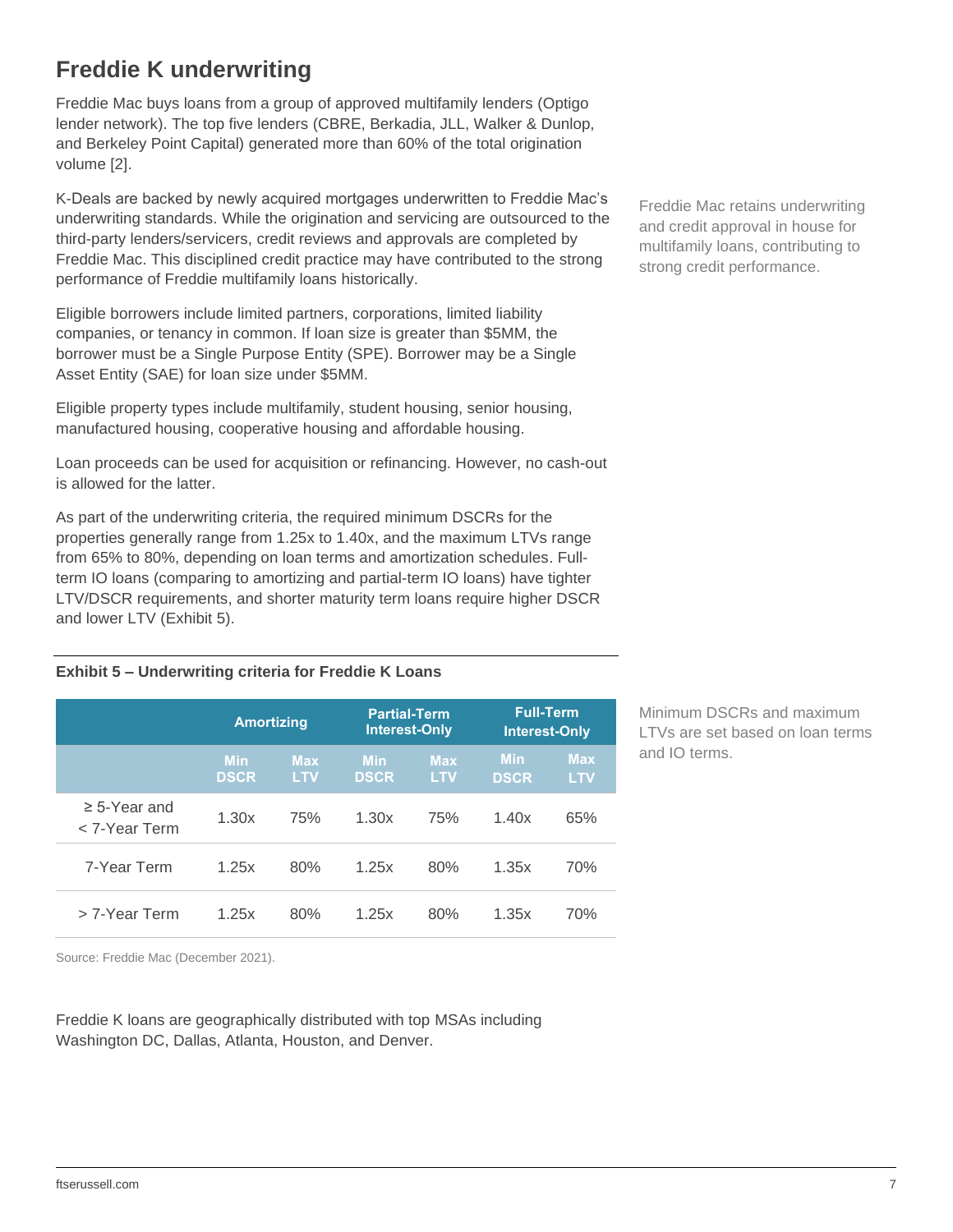## Freddie K underwriting

Freddie Mac buys loans from a group of approved multifamily lenders (Optigo lender network). The top five lenders (CBRE, Berkadia, JLL, Walker & Dunlop, and Berkeley Point Capital) generated more than 60% of the total origination volume [2].

K-Deals are backed by newly acquired mortgages underwritten to Freddie Mac's underwriting standards. While the origination and servicing are outsourced to the third-party lenders/servicers, credit reviews and approvals are completed by Freddie Mac. This disciplined credit practice may have contributed to the strong performance of Freddie multifamily loans historically.

Freddie Mac retains underwriting and credit approval in house for multifamily loans, contributing to strong credit performance.

Eligible borrowers include limited partners, corporations, limited liability companies, or tenancy in common. If loan size is greater than $5MM, the borrower must be a Single Purpose Entity (SPE). Borrower may be a Single Asset Entity (SAE) for loan size under $5MM.

Eligible property types include multifamily, student housing, senior housing, manufactured housing, cooperative housing and affordable housing.

Loan proceeds can be used for acquisition or refinancing. However, no cash-out is allowed for the latter.

As part of the underwriting criteria, the required minimum DSCRs for the properties generally range from 1.25x to 1.40x, and the maximum LTVs range from 65% to 80%, depending on loan terms and amortization schedules. Full-term IO loans (comparing to amortizing and partial-term IO loans) have tighter LTV/DSCR requirements, and shorter maturity term loans require higher DSCR and lower LTV (Exhibit 5).

**Exhibit 5 – Underwriting criteria for Freddie K Loans**

| | Amortizing | | Partial-Term Interest-Only | | Full-Term Interest-Only | |
|---|---|---|---|---|---|---|
| | Min DSCR | Max LTV | Min DSCR | Max LTV | Min DSCR | Max LTV |
| ≥ 5-Year and < 7-Year Term | 1.30x | 75% | 1.30x | 75% | 1.40x | 65% |
| 7-Year Term | 1.25x | 80% | 1.25x | 80% | 1.35x | 70% |
| > 7-Year Term | 1.25x | 80% | 1.25x | 80% | 1.35x | 70% |

Source: Freddie Mac (December 2021).

Minimum DSCRs and maximum LTVs are set based on loan terms and IO terms.

Freddie K loans are geographically distributed with top MSAs including Washington DC, Dallas, Atlanta, Houston, and Denver.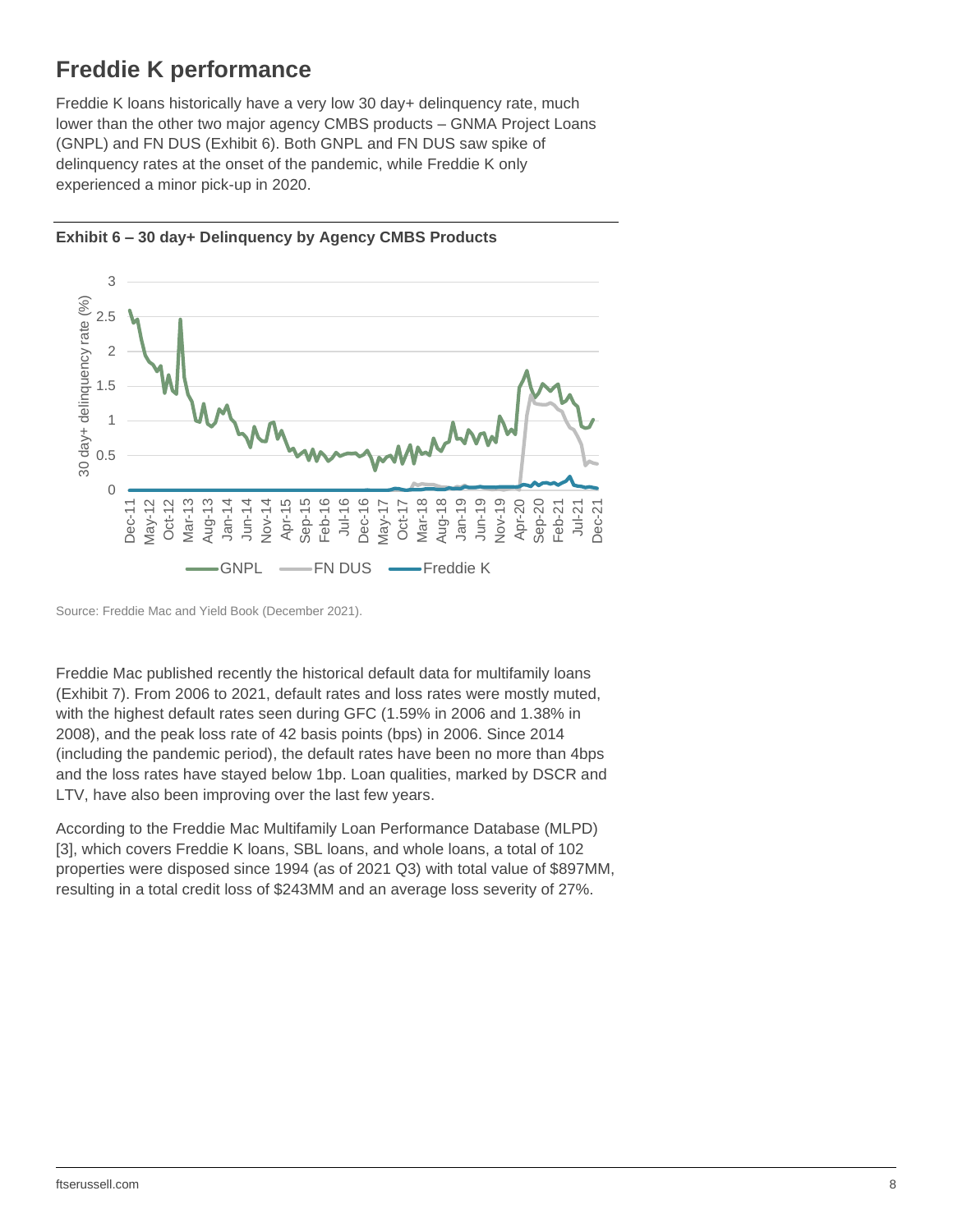## Freddie K performance

Freddie K loans historically have a very low 30 day+ delinquency rate, much lower than the other two major agency CMBS products – GNMA Project Loans (GNPL) and FN DUS (Exhibit 6). Both GNPL and FN DUS saw spike of delinquency rates at the onset of the pandemic, while Freddie K only experienced a minor pick-up in 2020.

**Exhibit 6 – 30 day+ Delinquency by Agency CMBS Products**

Source: Freddie Mac and Yield Book (December 2021).

Freddie Mac published recently the historical default data for multifamily loans (Exhibit 7). From 2006 to 2021, default rates and loss rates were mostly muted, with the highest default rates seen during GFC (1.59% in 2006 and 1.38% in 2008), and the peak loss rate of 42 basis points (bps) in 2006. Since 2014 (including the pandemic period), the default rates have been no more than 4bps and the loss rates have stayed below 1bp. Loan qualities, marked by DSCR and LTV, have also been improving over the last few years.

According to the Freddie Mac Multifamily Loan Performance Database (MLPD) [3], which covers Freddie K loans, SBL loans, and whole loans, a total of 102 properties were disposed since 1994 (as of 2021 Q3) with total value of $897MM, resulting in a total credit loss of $243MM and an average loss severity of 27%.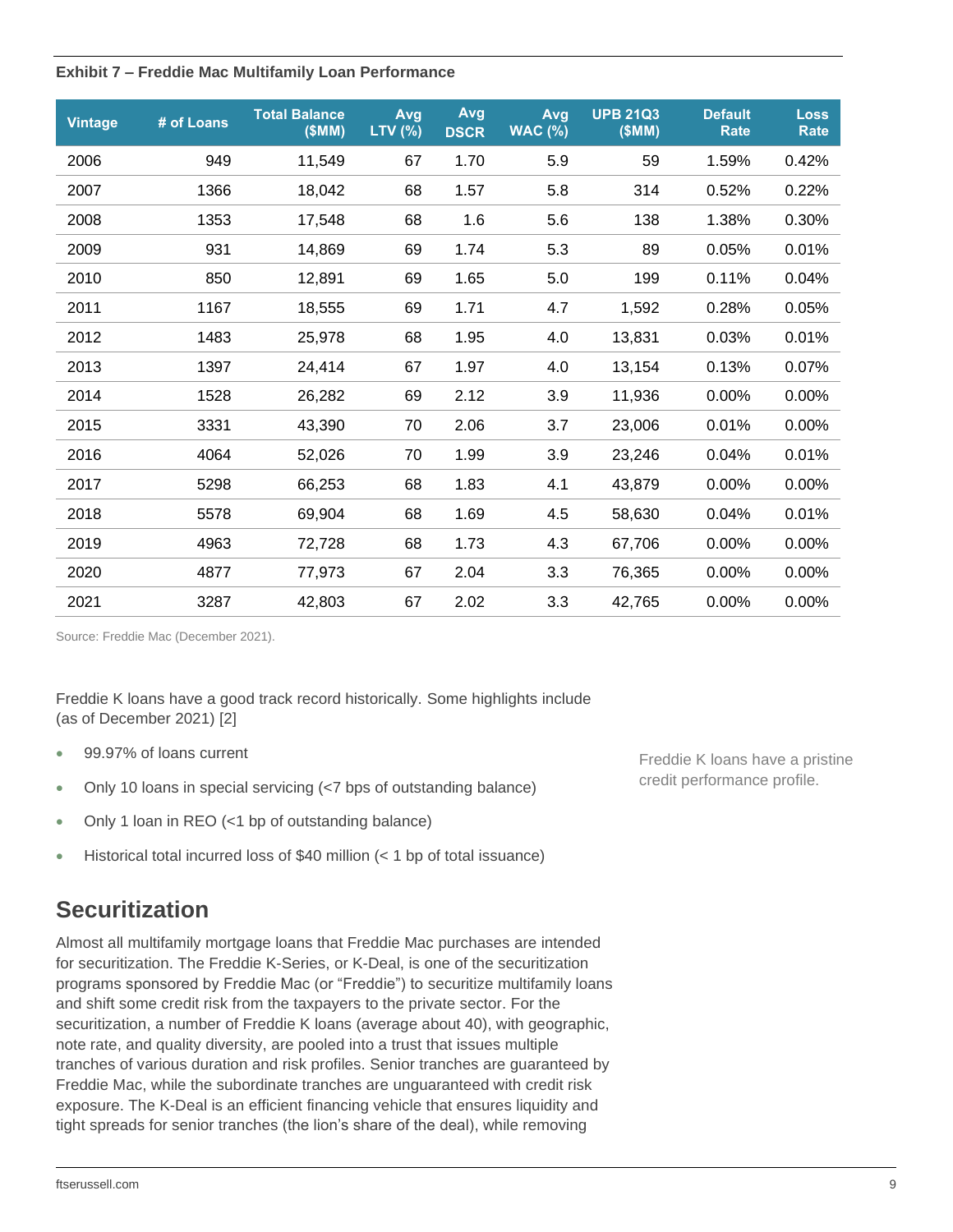**Exhibit 7 – Freddie Mac Multifamily Loan Performance**

| Vintage | # of Loans | Total Balance ($MM) | Avg LTV (%) | Avg DSCR | Avg WAC (%) | UPB 21Q3 ($MM) | Default Rate | Loss Rate |
|---|---|---|---|---|---|---|---|---|
| 2006 | 949 | 11,549 | 67 | 1.70 | 5.9 | 59 | 1.59% | 0.42% |
| 2007 | 1366 | 18,042 | 68 | 1.57 | 5.8 | 314 | 0.52% | 0.22% |
| 2008 | 1353 | 17,548 | 68 | 1.6 | 5.6 | 138 | 1.38% | 0.30% |
| 2009 | 931 | 14,869 | 69 | 1.74 | 5.3 | 89 | 0.05% | 0.01% |
| 2010 | 850 | 12,891 | 69 | 1.65 | 5.0 | 199 | 0.11% | 0.04% |
| 2011 | 1167 | 18,555 | 69 | 1.71 | 4.7 | 1,592 | 0.28% | 0.05% |
| 2012 | 1483 | 25,978 | 68 | 1.95 | 4.0 | 13,831 | 0.03% | 0.01% |
| 2013 | 1397 | 24,414 | 67 | 1.97 | 4.0 | 13,154 | 0.13% | 0.07% |
| 2014 | 1528 | 26,282 | 69 | 2.12 | 3.9 | 11,936 | 0.00% | 0.00% |
| 2015 | 3331 | 43,390 | 70 | 2.06 | 3.7 | 23,006 | 0.01% | 0.00% |
| 2016 | 4064 | 52,026 | 70 | 1.99 | 3.9 | 23,246 | 0.04% | 0.01% |
| 2017 | 5298 | 66,253 | 68 | 1.83 | 4.1 | 43,879 | 0.00% | 0.00% |
| 2018 | 5578 | 69,904 | 68 | 1.69 | 4.5 | 58,630 | 0.04% | 0.01% |
| 2019 | 4963 | 72,728 | 68 | 1.73 | 4.3 | 67,706 | 0.00% | 0.00% |
| 2020 | 4877 | 77,973 | 67 | 2.04 | 3.3 | 76,365 | 0.00% | 0.00% |
| 2021 | 3287 | 42,803 | 67 | 2.02 | 3.3 | 42,765 | 0.00% | 0.00% |

Source: Freddie Mac (December 2021).

Freddie K loans have a good track record historically. Some highlights include (as of December 2021) [2]

Freddie K loans have a pristine credit performance profile.

- 99.97% of loans current
- Only 10 loans in special servicing (<7 bps of outstanding balance)
- Only 1 loan in REO (<1 bp of outstanding balance)
- Historical total incurred loss of $40 million (< 1 bp of total issuance)

## Securitization

Almost all multifamily mortgage loans that Freddie Mac purchases are intended for securitization. The Freddie K-Series, or K-Deal, is one of the securitization programs sponsored by Freddie Mac (or "Freddie") to securitize multifamily loans and shift some credit risk from the taxpayers to the private sector. For the securitization, a number of Freddie K loans (average about 40), with geographic, note rate, and quality diversity, are pooled into a trust that issues multiple tranches of various duration and risk profiles. Senior tranches are guaranteed by Freddie Mac, while the subordinate tranches are unguaranteed with credit risk exposure. The K-Deal is an efficient financing vehicle that ensures liquidity and tight spreads for senior tranches (the lion's share of the deal), while removing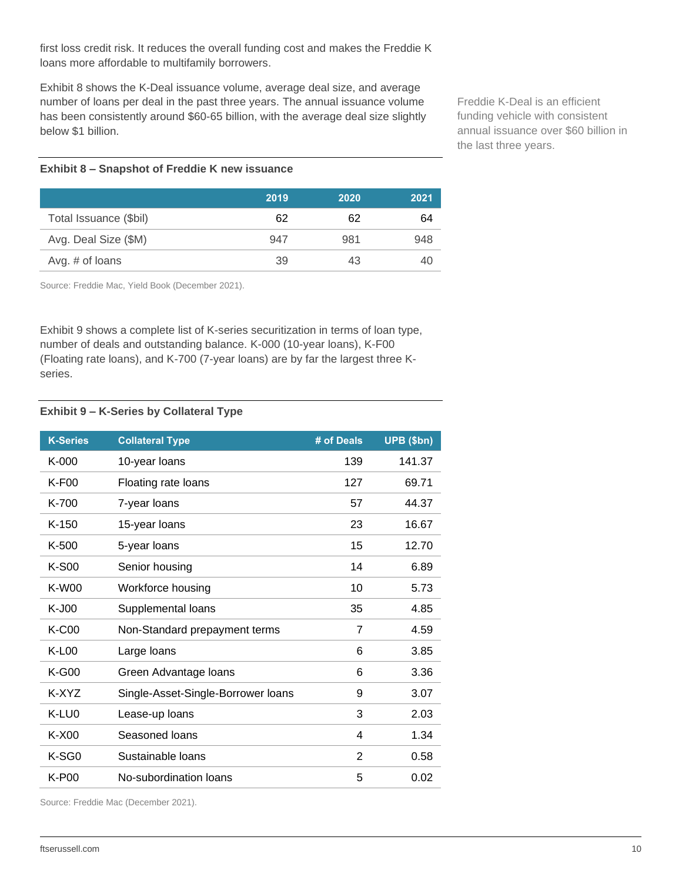first loss credit risk. It reduces the overall funding cost and makes the Freddie K loans more affordable to multifamily borrowers.

Exhibit 8 shows the K-Deal issuance volume, average deal size, and average number of loans per deal in the past three years. The annual issuance volume has been consistently around $60-65 billion, with the average deal size slightly below $1 billion.

Freddie K-Deal is an efficient funding vehicle with consistent annual issuance over $60 billion in the last three years.

**Exhibit 8 – Snapshot of Freddie K new issuance**

| | 2019 | 2020 | 2021 |
|---|---|---|---|
| Total Issuance ($bil) | 62 | 62 | 64 |
| Avg. Deal Size ($M) | 947 | 981 | 948 |
| Avg. # of loans | 39 | 43 | 40 |

Source: Freddie Mac, Yield Book (December 2021).

Exhibit 9 shows a complete list of K-series securitization in terms of loan type, number of deals and outstanding balance. K-000 (10-year loans), K-F00 (Floating rate loans), and K-700 (7-year loans) are by far the largest three K-series.

**Exhibit 9 – K-Series by Collateral Type**

| K-Series | Collateral Type | # of Deals | UPB ($bn) |
|---|---|---|---|
| K-000 | 10-year loans | 139 | 141.37 |
| K-F00 | Floating rate loans | 127 | 69.71 |
| K-700 | 7-year loans | 57 | 44.37 |
| K-150 | 15-year loans | 23 | 16.67 |
| K-500 | 5-year loans | 15 | 12.70 |
| K-S00 | Senior housing | 14 | 6.89 |
| K-W00 | Workforce housing | 10 | 5.73 |
| K-J00 | Supplemental loans | 35 | 4.85 |
| K-C00 | Non-Standard prepayment terms | 7 | 4.59 |
| K-L00 | Large loans | 6 | 3.85 |
| K-G00 | Green Advantage loans | 6 | 3.36 |
| K-XYZ | Single-Asset-Single-Borrower loans | 9 | 3.07 |
| K-LU0 | Lease-up loans | 3 | 2.03 |
| K-X00 | Seasoned loans | 4 | 1.34 |
| K-SG0 | Sustainable loans | 2 | 0.58 |
| K-P00 | No-subordination loans | 5 | 0.02 |

Source: Freddie Mac (December 2021).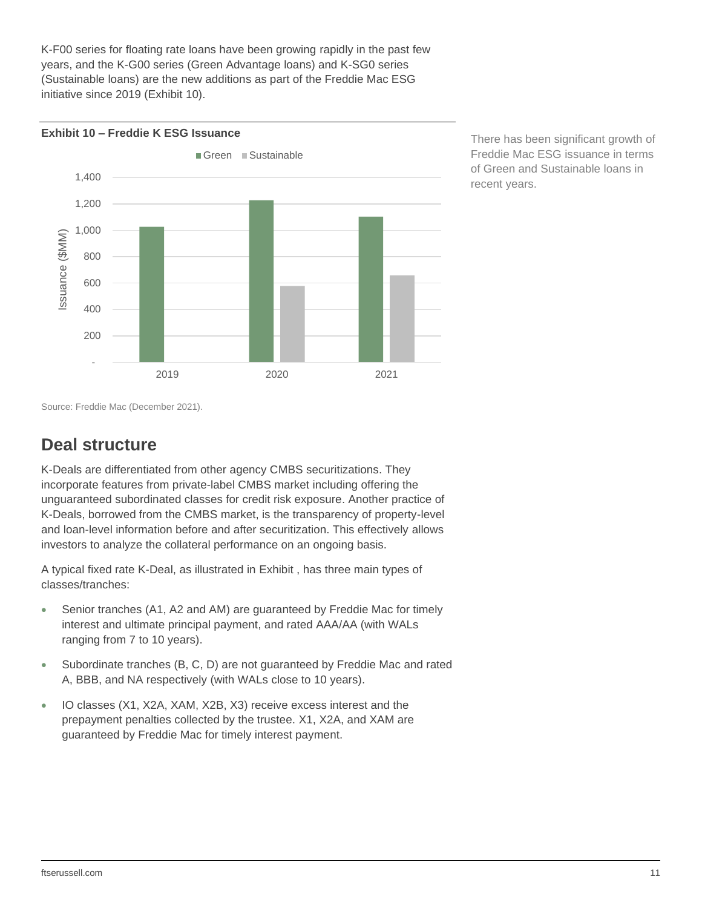K-F00 series for floating rate loans have been growing rapidly in the past few years, and the K-G00 series (Green Advantage loans) and K-SG0 series (Sustainable loans) are the new additions as part of the Freddie Mac ESG initiative since 2019 (Exhibit 10).

**Exhibit 10 – Freddie K ESG Issuance**

There has been significant growth of Freddie Mac ESG issuance in terms of Green and Sustainable loans in recent years.

Source: Freddie Mac (December 2021).

## Deal structure

K-Deals are differentiated from other agency CMBS securitizations. They incorporate features from private-label CMBS market including offering the unguaranteed subordinated classes for credit risk exposure. Another practice of K-Deals, borrowed from the CMBS market, is the transparency of property-level and loan-level information before and after securitization. This effectively allows investors to analyze the collateral performance on an ongoing basis.

A typical fixed rate K-Deal, as illustrated in Exhibit , has three main types of classes/tranches:

- Senior tranches (A1, A2 and AM) are guaranteed by Freddie Mac for timely interest and ultimate principal payment, and rated AAA/AA (with WALs ranging from 7 to 10 years).
- Subordinate tranches (B, C, D) are not guaranteed by Freddie Mac and rated A, BBB, and NA respectively (with WALs close to 10 years).
- IO classes (X1, X2A, XAM, X2B, X3) receive excess interest and the prepayment penalties collected by the trustee. X1, X2A, and XAM are guaranteed by Freddie Mac for timely interest payment.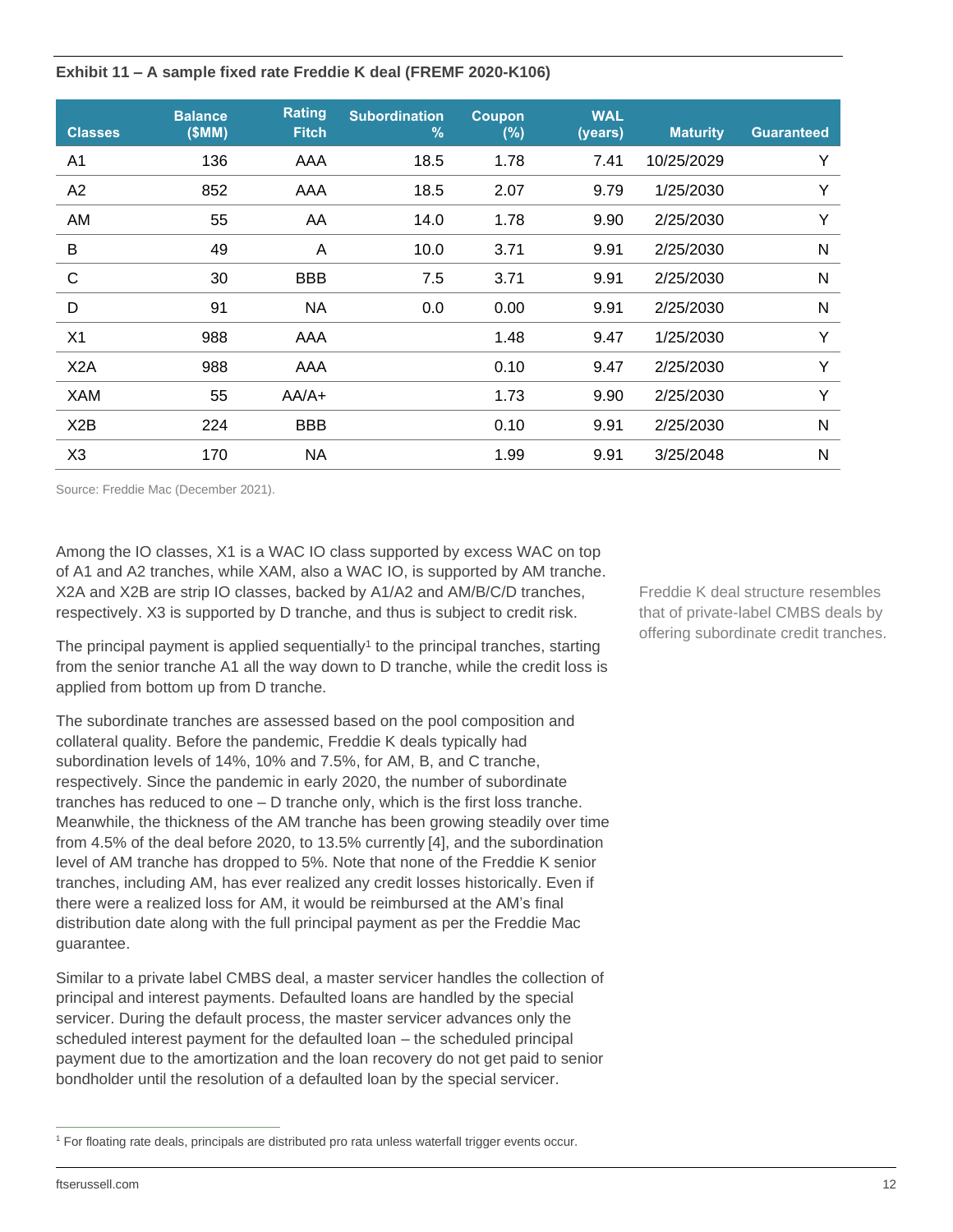**Exhibit 11 – A sample fixed rate Freddie K deal (FREMF 2020-K106)**

| Classes | Balance ($MM) | Rating Fitch | Subordination % | Coupon (%) | WAL (years) | Maturity | Guaranteed |
|---|---|---|---|---|---|---|---|
| A1 | 136 | AAA | 18.5 | 1.78 | 7.41 | 10/25/2029 | Y |
| A2 | 852 | AAA | 18.5 | 2.07 | 9.79 | 1/25/2030 | Y |
| AM | 55 | AA | 14.0 | 1.78 | 9.90 | 2/25/2030 | Y |
| B | 49 | A | 10.0 | 3.71 | 9.91 | 2/25/2030 | N |
| C | 30 | BBB | 7.5 | 3.71 | 9.91 | 2/25/2030 | N |
| D | 91 | NA | 0.0 | 0.00 | 9.91 | 2/25/2030 | N |
| X1 | 988 | AAA | | 1.48 | 9.47 | 1/25/2030 | Y |
| X2A | 988 | AAA | | 0.10 | 9.47 | 2/25/2030 | Y |
| XAM | 55 | AA/A+ | | 1.73 | 9.90 | 2/25/2030 | Y |
| X2B | 224 | BBB | | 0.10 | 9.91 | 2/25/2030 | N |
| X3 | 170 | NA | | 1.99 | 9.91 | 3/25/2048 | N |

Source: Freddie Mac (December 2021).

Among the IO classes, X1 is a WAC IO class supported by excess WAC on top of A1 and A2 tranches, while XAM, also a WAC IO, is supported by AM tranche. X2A and X2B are strip IO classes, backed by A1/A2 and AM/B/C/D tranches, respectively. X3 is supported by D tranche, and thus is subject to credit risk.

Freddie K deal structure resembles that of private-label CMBS deals by offering subordinate credit tranches.

The principal payment is applied sequentially[1] to the principal tranches, starting from the senior tranche A1 all the way down to D tranche, while the credit loss is applied from bottom up from D tranche.

The subordinate tranches are assessed based on the pool composition and collateral quality. Before the pandemic, Freddie K deals typically had subordination levels of 14%, 10% and 7.5%, for AM, B, and C tranche, respectively. Since the pandemic in early 2020, the number of subordinate tranches has reduced to one – D tranche only, which is the first loss tranche. Meanwhile, the thickness of the AM tranche has been growing steadily over time from 4.5% of the deal before 2020, to 13.5% currently [4], and the subordination level of AM tranche has dropped to 5%. Note that none of the Freddie K senior tranches, including AM, has ever realized any credit losses historically. Even if there were a realized loss for AM, it would be reimbursed at the AM's final distribution date along with the full principal payment as per the Freddie Mac guarantee.

Similar to a private label CMBS deal, a master servicer handles the collection of principal and interest payments. Defaulted loans are handled by the special servicer. During the default process, the master servicer advances only the scheduled interest payment for the defaulted loan – the scheduled principal payment due to the amortization and the loan recovery do not get paid to senior bondholder until the resolution of a defaulted loan by the special servicer.

[1] For floating rate deals, principals are distributed pro rata unless waterfall trigger events occur.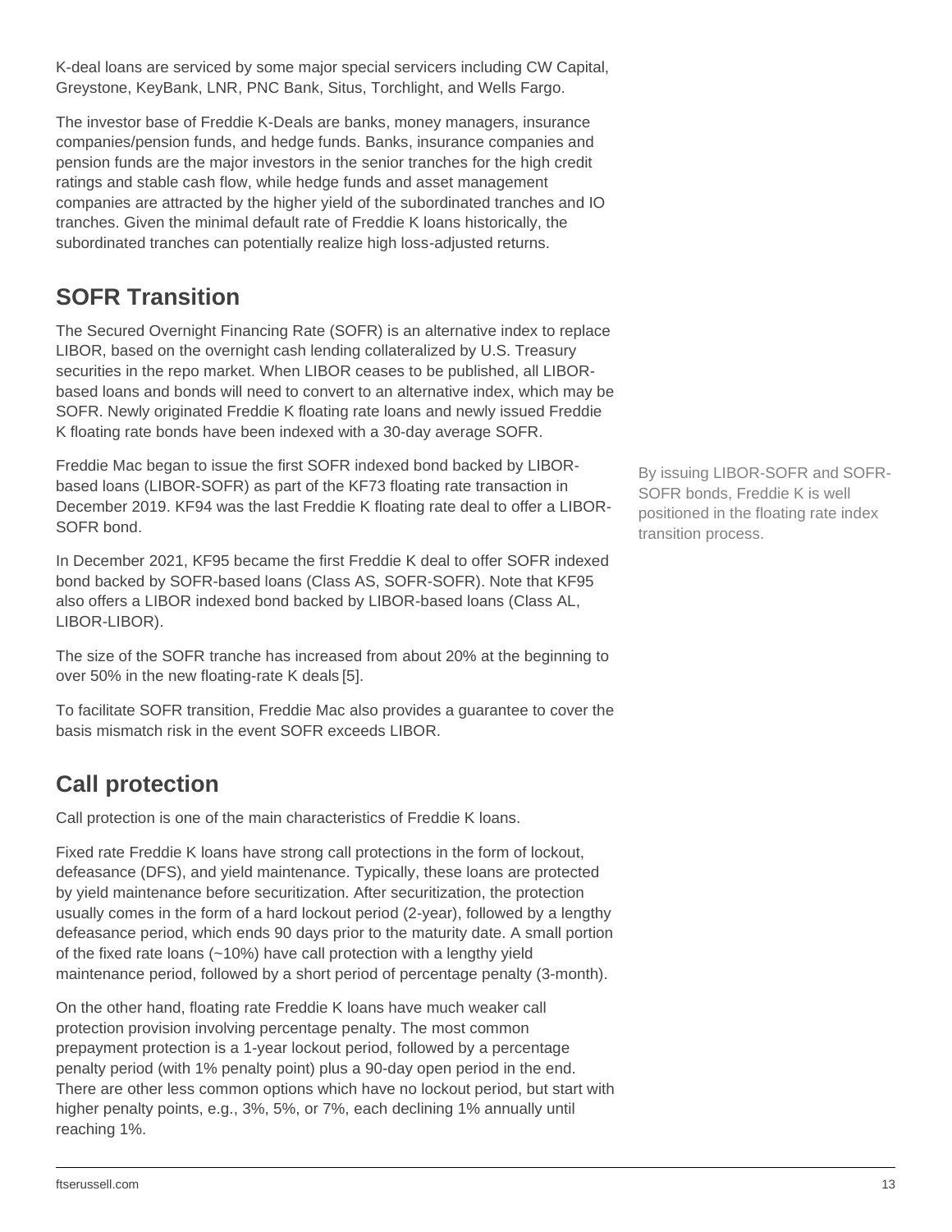K-deal loans are serviced by some major special servicers including CW Capital, Greystone, KeyBank, LNR, PNC Bank, Situs, Torchlight, and Wells Fargo.

The investor base of Freddie K-Deals are banks, money managers, insurance companies/pension funds, and hedge funds. Banks, insurance companies and pension funds are the major investors in the senior tranches for the high credit ratings and stable cash flow, while hedge funds and asset management companies are attracted by the higher yield of the subordinated tranches and IO tranches. Given the minimal default rate of Freddie K loans historically, the subordinated tranches can potentially realize high loss-adjusted returns.

## SOFR Transition

The Secured Overnight Financing Rate (SOFR) is an alternative index to replace LIBOR, based on the overnight cash lending collateralized by U.S. Treasury securities in the repo market. When LIBOR ceases to be published, all LIBOR-based loans and bonds will need to convert to an alternative index, which may be SOFR. Newly originated Freddie K floating rate loans and newly issued Freddie K floating rate bonds have been indexed with a 30-day average SOFR.

Freddie Mac began to issue the first SOFR indexed bond backed by LIBOR-based loans (LIBOR-SOFR) as part of the KF73 floating rate transaction in December 2019. KF94 was the last Freddie K floating rate deal to offer a LIBOR-SOFR bond.

By issuing LIBOR-SOFR and SOFR-SOFR bonds, Freddie K is well positioned in the floating rate index transition process.

In December 2021, KF95 became the first Freddie K deal to offer SOFR indexed bond backed by SOFR-based loans (Class AS, SOFR-SOFR). Note that KF95 also offers a LIBOR indexed bond backed by LIBOR-based loans (Class AL, LIBOR-LIBOR).

The size of the SOFR tranche has increased from about 20% at the beginning to over 50% in the new floating-rate K deals [5].

To facilitate SOFR transition, Freddie Mac also provides a guarantee to cover the basis mismatch risk in the event SOFR exceeds LIBOR.

## Call protection

Call protection is one of the main characteristics of Freddie K loans.

Fixed rate Freddie K loans have strong call protections in the form of lockout, defeasance (DFS), and yield maintenance. Typically, these loans are protected by yield maintenance before securitization. After securitization, the protection usually comes in the form of a hard lockout period (2-year), followed by a lengthy defeasance period, which ends 90 days prior to the maturity date. A small portion of the fixed rate loans (~10%) have call protection with a lengthy yield maintenance period, followed by a short period of percentage penalty (3-month).

On the other hand, floating rate Freddie K loans have much weaker call protection provision involving percentage penalty. The most common prepayment protection is a 1-year lockout period, followed by a percentage penalty period (with 1% penalty point) plus a 90-day open period in the end. There are other less common options which have no lockout period, but start with higher penalty points, e.g., 3%, 5%, or 7%, each declining 1% annually until reaching 1%.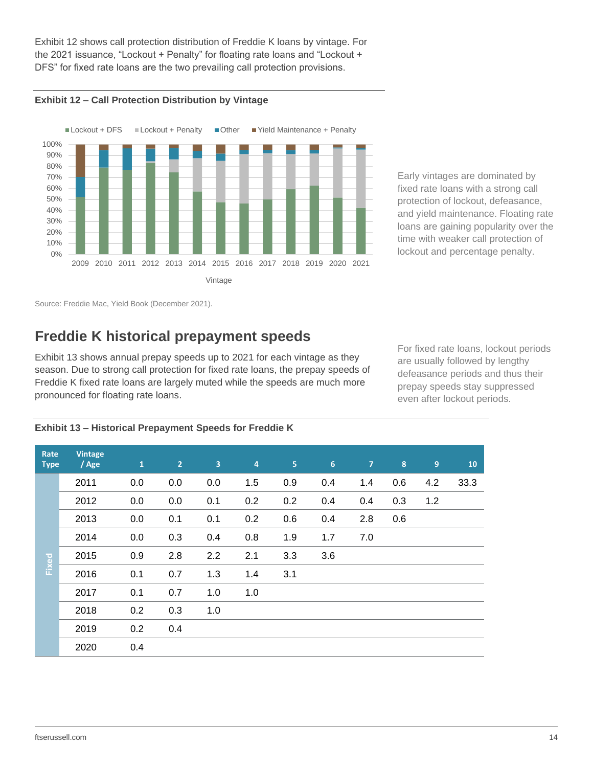Exhibit 12 shows call protection distribution of Freddie K loans by vintage. For the 2021 issuance, “Lockout + Penalty” for floating rate loans and “Lockout + DFS” for fixed rate loans are the two prevailing call protection provisions.

**Exhibit 12 – Call Protection Distribution by Vintage**

Source: Freddie Mac, Yield Book (December 2021).

Early vintages are dominated by fixed rate loans with a strong call protection of lockout, defeasance, and yield maintenance. Floating rate loans are gaining popularity over the time with weaker call protection of lockout and percentage penalty.

## Freddie K historical prepayment speeds

Exhibit 13 shows annual prepay speeds up to 2021 for each vintage as they season. Due to strong call protection for fixed rate loans, the prepay speeds of Freddie K fixed rate loans are largely muted while the speeds are much more pronounced for floating rate loans.

For fixed rate loans, lockout periods are usually followed by lengthy defeasance periods and thus their prepay speeds stay suppressed even after lockout periods.

**Exhibit 13 – Historical Prepayment Speeds for Freddie K**

| Rate Type | Vintage / Age | 1 | 2 | 3 | 4 | 5 | 6 | 7 | 8 | 9 | 10 |
|---|---|---|---|---|---|---|---|---|---|---|---|
| Fixed | 2011 | 0.0 | 0.0 | 0.0 | 1.5 | 0.9 | 0.4 | 1.4 | 0.6 | 4.2 | 33.3 |
| | 2012 | 0.0 | 0.0 | 0.1 | 0.2 | 0.2 | 0.4 | 0.4 | 0.3 | 1.2 | |
| | 2013 | 0.0 | 0.1 | 0.1 | 0.2 | 0.6 | 0.4 | 2.8 | 0.6 | | |
| | 2014 | 0.0 | 0.3 | 0.4 | 0.8 | 1.9 | 1.7 | 7.0 | | | |
| | 2015 | 0.9 | 2.8 | 2.2 | 2.1 | 3.3 | 3.6 | | | | |
| | 2016 | 0.1 | 0.7 | 1.3 | 1.4 | 3.1 | | | | | |
| | 2017 | 0.1 | 0.7 | 1.0 | 1.0 | | | | | | |
| | 2018 | 0.2 | 0.3 | 1.0 | | | | | | | |
| | 2019 | 0.2 | 0.4 | | | | | | | | |
| | 2020 | 0.4 | | | | | | | | | |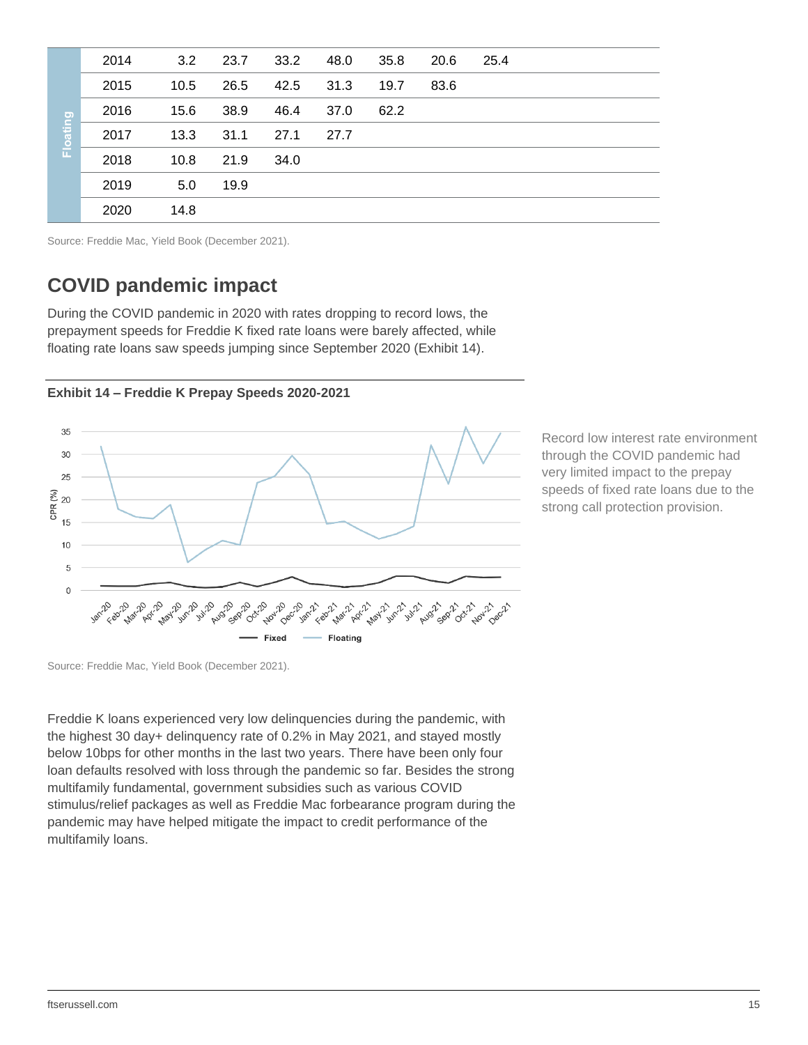| | | | | | | | | |
|---|---|---|---|---|---|---|---|---|
| Floating | 2014 | 3.2 | 23.7 | 33.2 | 48.0 | 35.8 | 20.6 | 25.4 |
| | 2015 | 10.5 | 26.5 | 42.5 | 31.3 | 19.7 | 83.6 | |
| | 2016 | 15.6 | 38.9 | 46.4 | 37.0 | 62.2 | | |
| | 2017 | 13.3 | 31.1 | 27.1 | 27.7 | | | |
| | 2018 | 10.8 | 21.9 | 34.0 | | | | |
| | 2019 | 5.0 | 19.9 | | | | | |
| | 2020 | 14.8 | | | | | | |

Source: Freddie Mac, Yield Book (December 2021).

## COVID pandemic impact

During the COVID pandemic in 2020 with rates dropping to record lows, the prepayment speeds for Freddie K fixed rate loans were barely affected, while floating rate loans saw speeds jumping since September 2020 (Exhibit 14).

**Exhibit 14 – Freddie K Prepay Speeds 2020-2021**

Record low interest rate environment through the COVID pandemic had very limited impact to the prepay speeds of fixed rate loans due to the strong call protection provision.

Source: Freddie Mac, Yield Book (December 2021).

Freddie K loans experienced very low delinquencies during the pandemic, with the highest 30 day+ delinquency rate of 0.2% in May 2021, and stayed mostly below 10bps for other months in the last two years. There have been only four loan defaults resolved with loss through the pandemic so far. Besides the strong multifamily fundamental, government subsidies such as various COVID stimulus/relief packages as well as Freddie Mac forbearance program during the pandemic may have helped mitigate the impact to credit performance of the multifamily loans.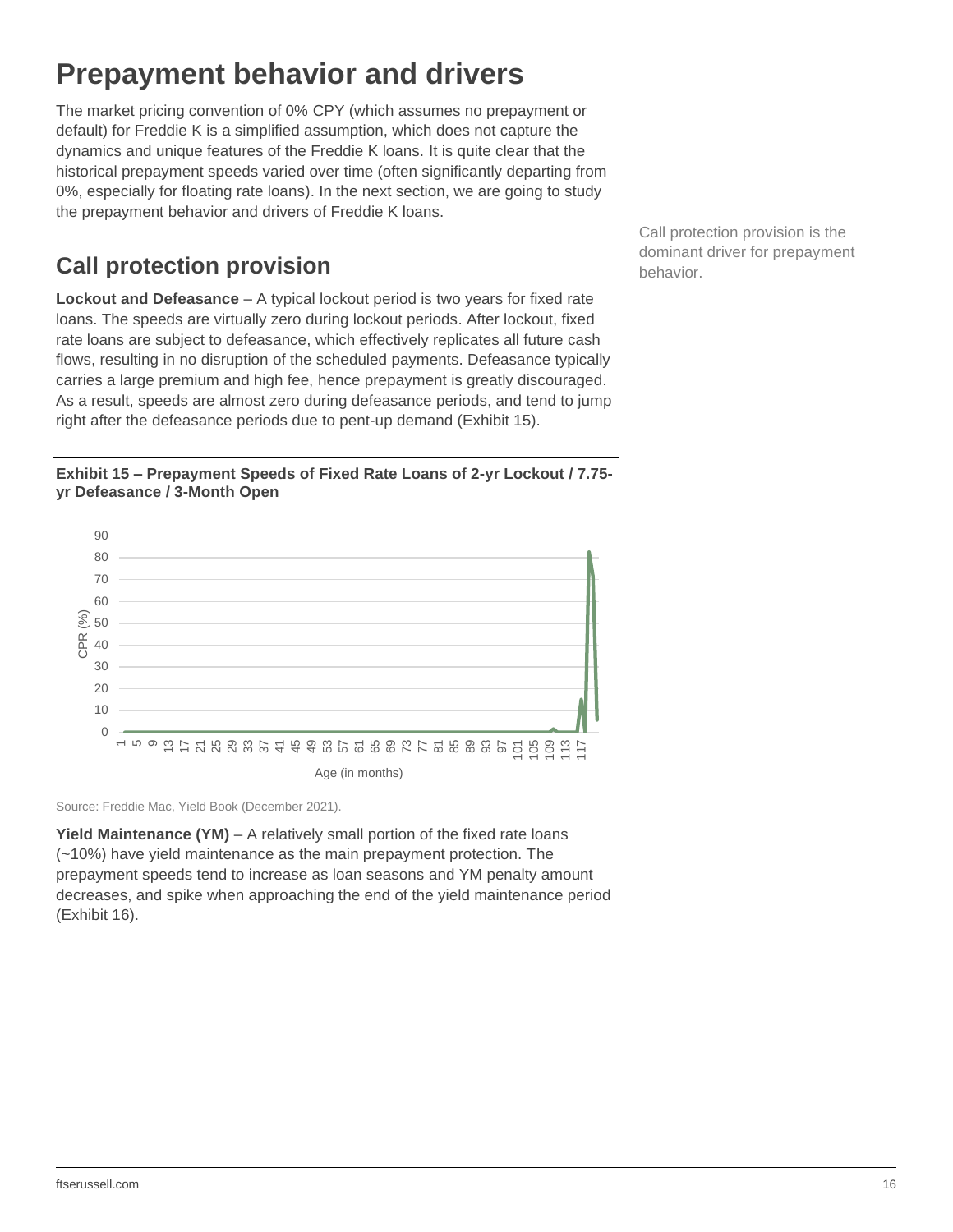# Prepayment behavior and drivers

The market pricing convention of 0% CPY (which assumes no prepayment or default) for Freddie K is a simplified assumption, which does not capture the dynamics and unique features of the Freddie K loans. It is quite clear that the historical prepayment speeds varied over time (often significantly departing from 0%, especially for floating rate loans). In the next section, we are going to study the prepayment behavior and drivers of Freddie K loans.

## Call protection provision

Call protection provision is the dominant driver for prepayment behavior.

**Lockout and Defeasance** – A typical lockout period is two years for fixed rate loans. The speeds are virtually zero during lockout periods. After lockout, fixed rate loans are subject to defeasance, which effectively replicates all future cash flows, resulting in no disruption of the scheduled payments. Defeasance typically carries a large premium and high fee, hence prepayment is greatly discouraged. As a result, speeds are almost zero during defeasance periods, and tend to jump right after the defeasance periods due to pent-up demand (Exhibit 15).

**Exhibit 15 – Prepayment Speeds of Fixed Rate Loans of 2-yr Lockout / 7.75-yr Defeasance / 3-Month Open**

Source: Freddie Mac, Yield Book (December 2021).

**Yield Maintenance (YM)** – A relatively small portion of the fixed rate loans (~10%) have yield maintenance as the main prepayment protection. The prepayment speeds tend to increase as loan seasons and YM penalty amount decreases, and spike when approaching the end of the yield maintenance period (Exhibit 16).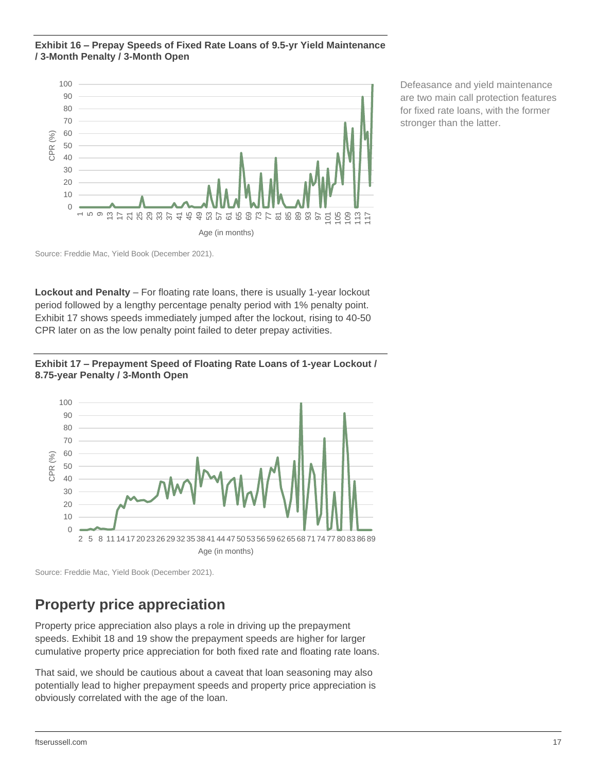**Exhibit 16 – Prepay Speeds of Fixed Rate Loans of 9.5-yr Yield Maintenance / 3-Month Penalty / 3-Month Open**

Source: Freddie Mac, Yield Book (December 2021).

Defeasance and yield maintenance are two main call protection features for fixed rate loans, with the former stronger than the latter.

**Lockout and Penalty** – For floating rate loans, there is usually 1-year lockout period followed by a lengthy percentage penalty period with 1% penalty point. Exhibit 17 shows speeds immediately jumped after the lockout, rising to 40-50 CPR later on as the low penalty point failed to deter prepay activities.

**Exhibit 17 – Prepayment Speed of Floating Rate Loans of 1-year Lockout / 8.75-year Penalty / 3-Month Open**

Source: Freddie Mac, Yield Book (December 2021).

## Property price appreciation

Property price appreciation also plays a role in driving up the prepayment speeds. Exhibit 18 and 19 show the prepayment speeds are higher for larger cumulative property price appreciation for both fixed rate and floating rate loans.

That said, we should be cautious about a caveat that loan seasoning may also potentially lead to higher prepayment speeds and property price appreciation is obviously correlated with the age of the loan.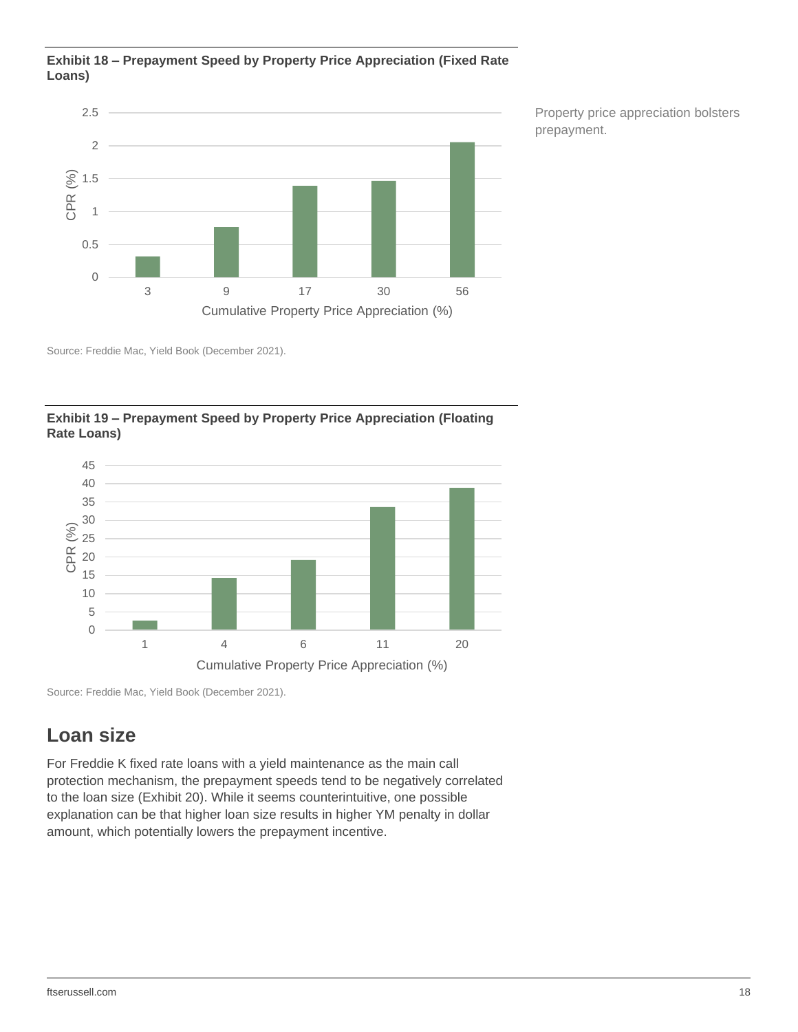**Exhibit 18 – Prepayment Speed by Property Price Appreciation (Fixed Rate Loans)**

Property price appreciation bolsters prepayment.

Source: Freddie Mac, Yield Book (December 2021).

**Exhibit 19 – Prepayment Speed by Property Price Appreciation (Floating Rate Loans)**

Source: Freddie Mac, Yield Book (December 2021).

## Loan size

For Freddie K fixed rate loans with a yield maintenance as the main call protection mechanism, the prepayment speeds tend to be negatively correlated to the loan size (Exhibit 20). While it seems counterintuitive, one possible explanation can be that higher loan size results in higher YM penalty in dollar amount, which potentially lowers the prepayment incentive.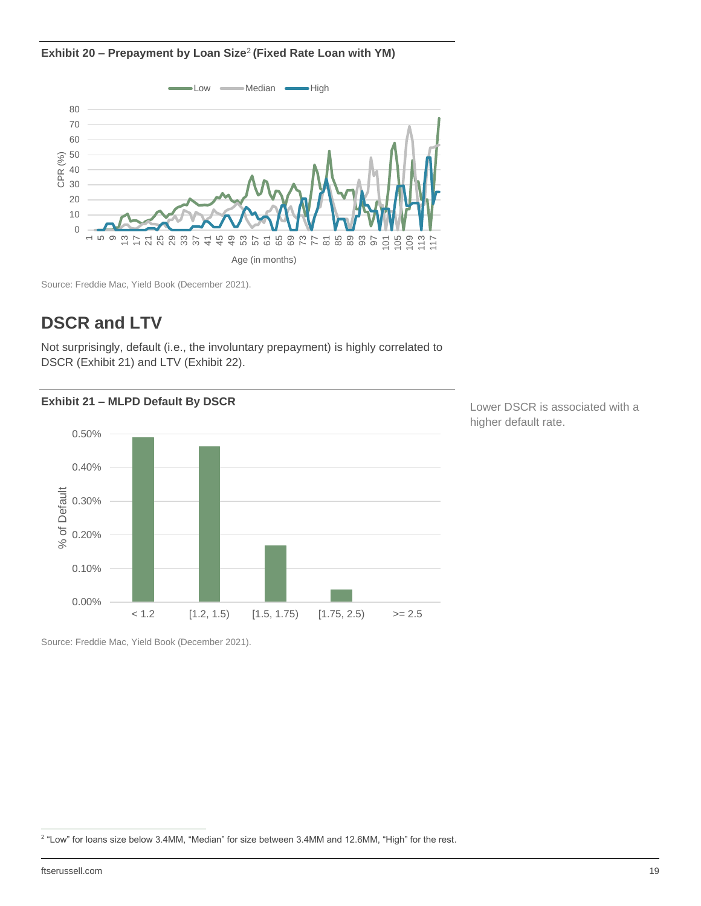**Exhibit 20 – Prepayment by Loan Size[2] (Fixed Rate Loan with YM)**

Source: Freddie Mac, Yield Book (December 2021).

## DSCR and LTV

Not surprisingly, default (i.e., the involuntary prepayment) is highly correlated to DSCR (Exhibit 21) and LTV (Exhibit 22).

**Exhibit 21 – MLPD Default By DSCR**

Lower DSCR is associated with a higher default rate.

Source: Freddie Mac, Yield Book (December 2021).

[2] "Low" for loans size below 3.4MM, "Median" for size between 3.4MM and 12.6MM, "High" for the rest.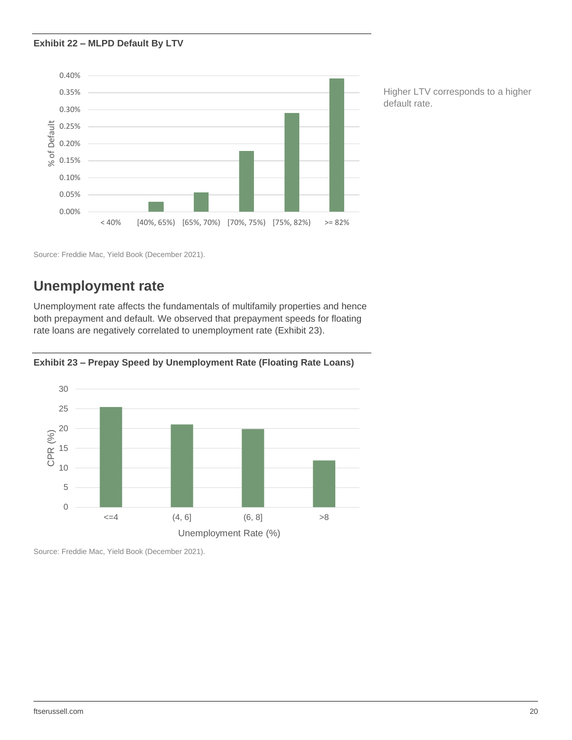**Exhibit 22 – MLPD Default By LTV**

Higher LTV corresponds to a higher default rate.

Source: Freddie Mac, Yield Book (December 2021).

## Unemployment rate

Unemployment rate affects the fundamentals of multifamily properties and hence both prepayment and default. We observed that prepayment speeds for floating rate loans are negatively correlated to unemployment rate (Exhibit 23).

**Exhibit 23 – Prepay Speed by Unemployment Rate (Floating Rate Loans)**

Source: Freddie Mac, Yield Book (December 2021).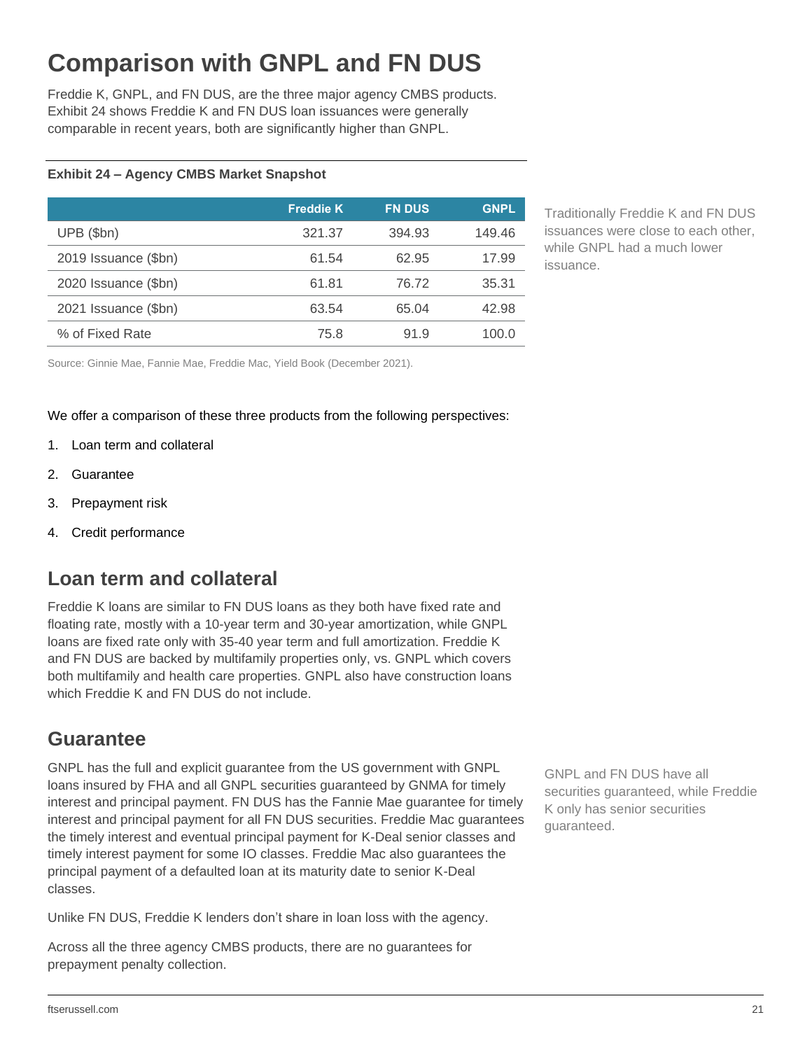# Comparison with GNPL and FN DUS

Freddie K, GNPL, and FN DUS, are the three major agency CMBS products. Exhibit 24 shows Freddie K and FN DUS loan issuances were generally comparable in recent years, both are significantly higher than GNPL.

**Exhibit 24 – Agency CMBS Market Snapshot**

| | Freddie K | FN DUS | GNPL |
|---|---|---|---|
| UPB ($bn) | 321.37 | 394.93 | 149.46 |
| 2019 Issuance ($bn) | 61.54 | 62.95 | 17.99 |
| 2020 Issuance ($bn) | 61.81 | 76.72 | 35.31 |
| 2021 Issuance ($bn) | 63.54 | 65.04 | 42.98 |
| % of Fixed Rate | 75.8 | 91.9 | 100.0 |

Source: Ginnie Mae, Fannie Mae, Freddie Mac, Yield Book (December 2021).

Traditionally Freddie K and FN DUS issuances were close to each other, while GNPL had a much lower issuance.

We offer a comparison of these three products from the following perspectives:

1. Loan term and collateral
2. Guarantee
3. Prepayment risk
4. Credit performance

## Loan term and collateral

Freddie K loans are similar to FN DUS loans as they both have fixed rate and floating rate, mostly with a 10-year term and 30-year amortization, while GNPL loans are fixed rate only with 35-40 year term and full amortization. Freddie K and FN DUS are backed by multifamily properties only, vs. GNPL which covers both multifamily and health care properties. GNPL also have construction loans which Freddie K and FN DUS do not include.

## Guarantee

GNPL has the full and explicit guarantee from the US government with GNPL loans insured by FHA and all GNPL securities guaranteed by GNMA for timely interest and principal payment. FN DUS has the Fannie Mae guarantee for timely interest and principal payment for all FN DUS securities. Freddie Mac guarantees the timely interest and eventual principal payment for K-Deal senior classes and timely interest payment for some IO classes. Freddie Mac also guarantees the principal payment of a defaulted loan at its maturity date to senior K-Deal classes.

GNPL and FN DUS have all securities guaranteed, while Freddie K only has senior securities guaranteed.

Unlike FN DUS, Freddie K lenders don't share in loan loss with the agency.

Across all the three agency CMBS products, there are no guarantees for prepayment penalty collection.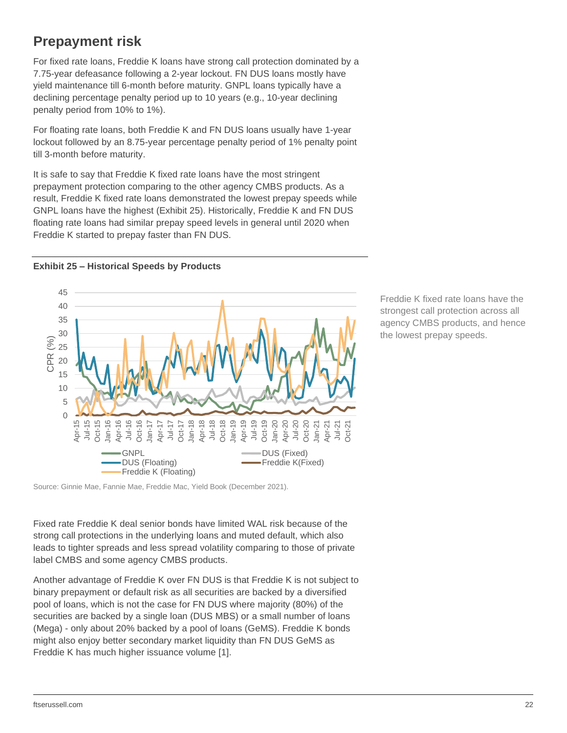## Prepayment risk

For fixed rate loans, Freddie K loans have strong call protection dominated by a 7.75-year defeasance following a 2-year lockout. FN DUS loans mostly have yield maintenance till 6-month before maturity. GNPL loans typically have a declining percentage penalty period up to 10 years (e.g., 10-year declining penalty period from 10% to 1%).

For floating rate loans, both Freddie K and FN DUS loans usually have 1-year lockout followed by an 8.75-year percentage penalty period of 1% penalty point till 3-month before maturity.

It is safe to say that Freddie K fixed rate loans have the most stringent prepayment protection comparing to the other agency CMBS products. As a result, Freddie K fixed rate loans demonstrated the lowest prepay speeds while GNPL loans have the highest (Exhibit 25). Historically, Freddie K and FN DUS floating rate loans had similar prepay speed levels in general until 2020 when Freddie K started to prepay faster than FN DUS.

**Exhibit 25 – Historical Speeds by Products**

Source: Ginnie Mae, Fannie Mae, Freddie Mac, Yield Book (December 2021).

Freddie K fixed rate loans have the strongest call protection across all agency CMBS products, and hence the lowest prepay speeds.

Fixed rate Freddie K deal senior bonds have limited WAL risk because of the strong call protections in the underlying loans and muted default, which also leads to tighter spreads and less spread volatility comparing to those of private label CMBS and some agency CMBS products.

Another advantage of Freddie K over FN DUS is that Freddie K is not subject to binary prepayment or default risk as all securities are backed by a diversified pool of loans, which is not the case for FN DUS where majority (80%) of the securities are backed by a single loan (DUS MBS) or a small number of loans (Mega) - only about 20% backed by a pool of loans (GeMS). Freddie K bonds might also enjoy better secondary market liquidity than FN DUS GeMS as Freddie K has much higher issuance volume [1].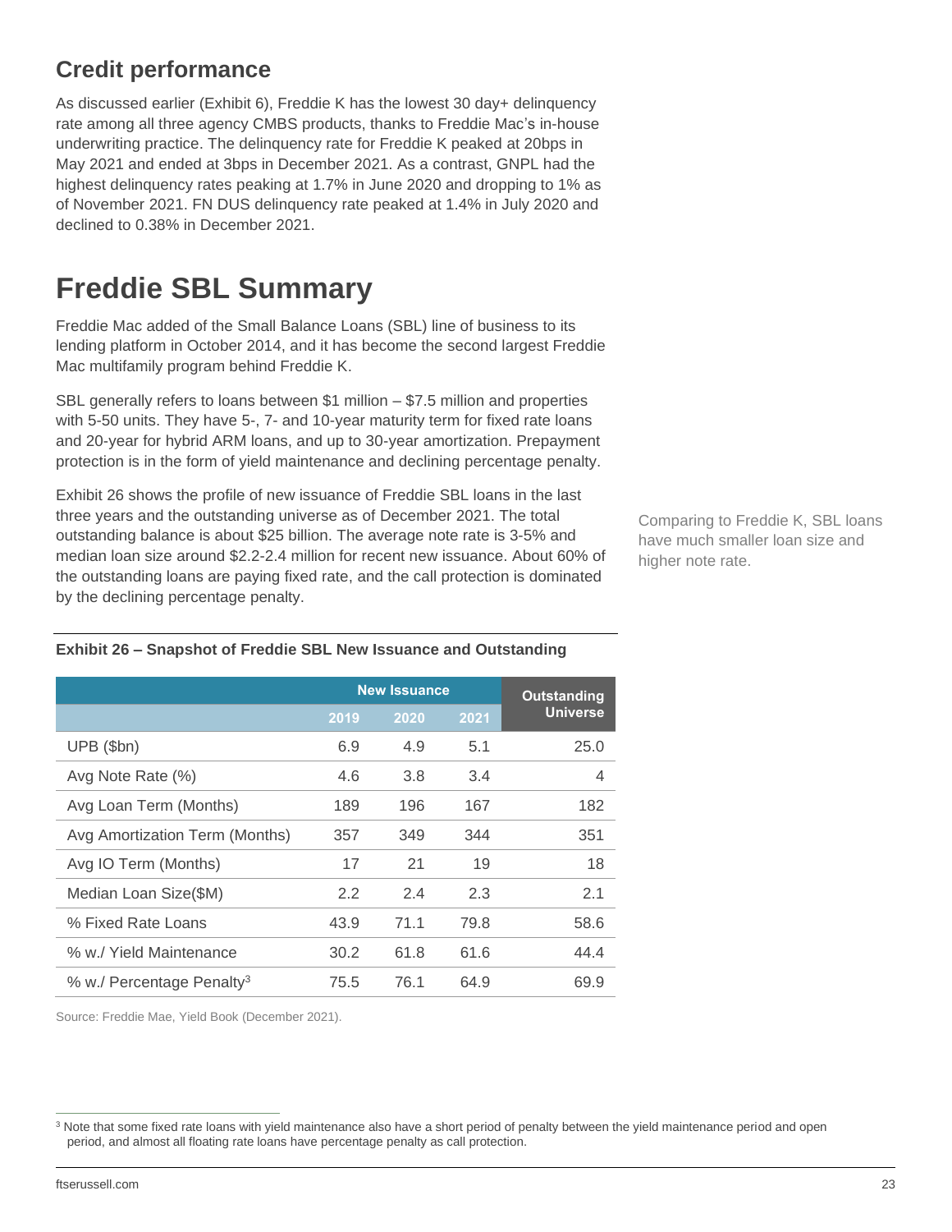## Credit performance

As discussed earlier (Exhibit 6), Freddie K has the lowest 30 day+ delinquency rate among all three agency CMBS products, thanks to Freddie Mac's in-house underwriting practice. The delinquency rate for Freddie K peaked at 20bps in May 2021 and ended at 3bps in December 2021. As a contrast, GNPL had the highest delinquency rates peaking at 1.7% in June 2020 and dropping to 1% as of November 2021. FN DUS delinquency rate peaked at 1.4% in July 2020 and declined to 0.38% in December 2021.

# Freddie SBL Summary

Freddie Mac added of the Small Balance Loans (SBL) line of business to its lending platform in October 2014, and it has become the second largest Freddie Mac multifamily program behind Freddie K.

SBL generally refers to loans between $1 million – $7.5 million and properties with 5-50 units. They have 5-, 7- and 10-year maturity term for fixed rate loans and 20-year for hybrid ARM loans, and up to 30-year amortization. Prepayment protection is in the form of yield maintenance and declining percentage penalty.

Exhibit 26 shows the profile of new issuance of Freddie SBL loans in the last three years and the outstanding universe as of December 2021. The total outstanding balance is about $25 billion. The average note rate is 3-5% and median loan size around $2.2-2.4 million for recent new issuance. About 60% of the outstanding loans are paying fixed rate, and the call protection is dominated by the declining percentage penalty.

Comparing to Freddie K, SBL loans have much smaller loan size and higher note rate.

**Exhibit 26 – Snapshot of Freddie SBL New Issuance and Outstanding**

| | New Issuance | | | Outstanding Universe |
|---|---|---|---|---|
| | 2019 | 2020 | 2021 | |
| UPB ($bn) | 6.9 | 4.9 | 5.1 | 25.0 |
| Avg Note Rate (%) | 4.6 | 3.8 | 3.4 | 4 |
| Avg Loan Term (Months) | 189 | 196 | 167 | 182 |
| Avg Amortization Term (Months) | 357 | 349 | 344 | 351 |
| Avg IO Term (Months) | 17 | 21 | 19 | 18 |
| Median Loan Size($M) | 2.2 | 2.4 | 2.3 | 2.1 |
| % Fixed Rate Loans | 43.9 | 71.1 | 79.8 | 58.6 |
| % w./ Yield Maintenance | 30.2 | 61.8 | 61.6 | 44.4 |
| % w./ Percentage Penalty[3] | 75.5 | 76.1 | 64.9 | 69.9 |

Source: Freddie Mae, Yield Book (December 2021).

[3] Note that some fixed rate loans with yield maintenance also have a short period of penalty between the yield maintenance period and open period, and almost all floating rate loans have percentage penalty as call protection.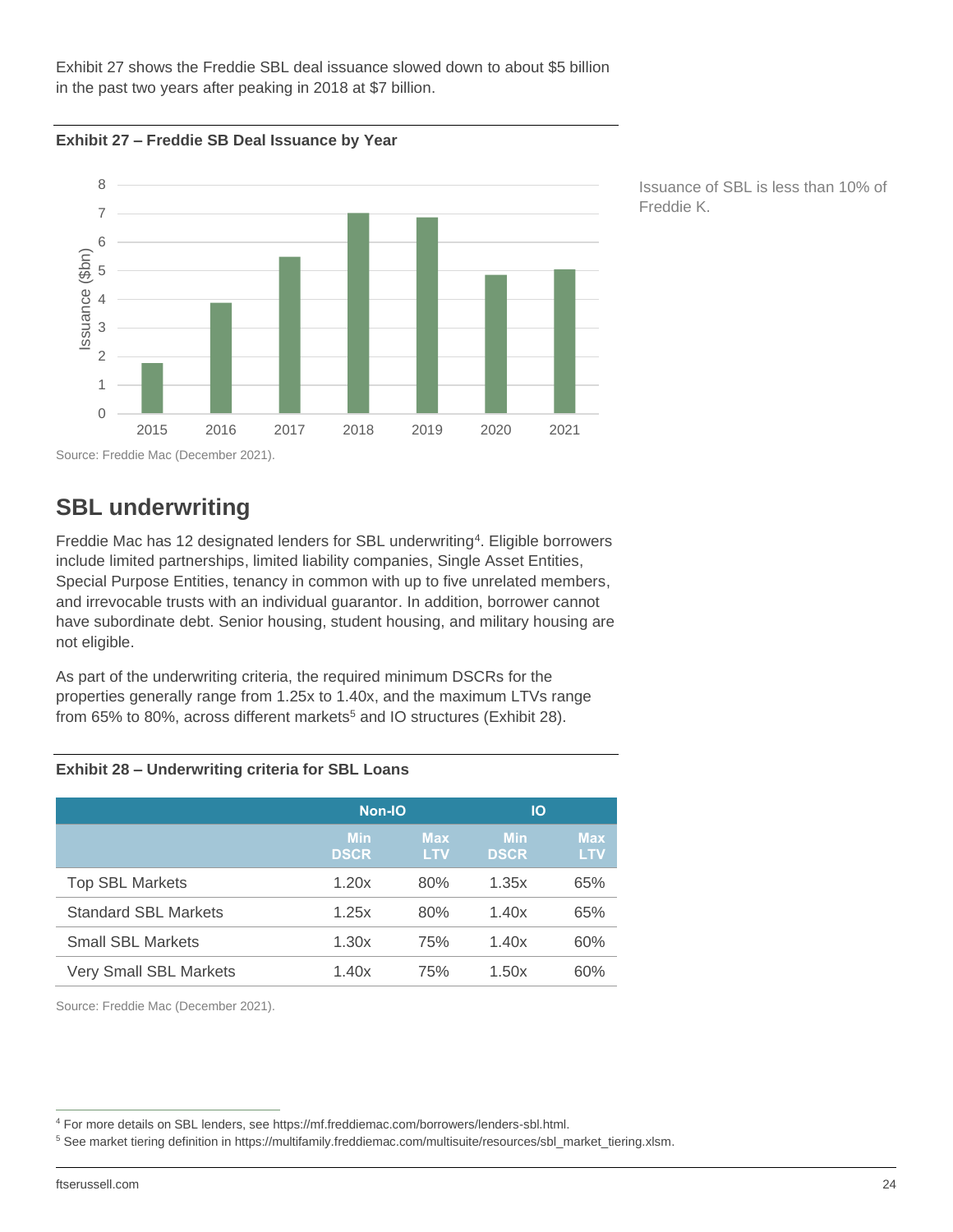Exhibit 27 shows the Freddie SBL deal issuance slowed down to about $5 billion in the past two years after peaking in 2018 at $7 billion.

**Exhibit 27 – Freddie SB Deal Issuance by Year**

Source: Freddie Mac (December 2021).

Issuance of SBL is less than 10% of Freddie K.

## SBL underwriting

Freddie Mac has 12 designated lenders for SBL underwriting[4]. Eligible borrowers include limited partnerships, limited liability companies, Single Asset Entities, Special Purpose Entities, tenancy in common with up to five unrelated members, and irrevocable trusts with an individual guarantor. In addition, borrower cannot have subordinate debt. Senior housing, student housing, and military housing are not eligible.

As part of the underwriting criteria, the required minimum DSCRs for the properties generally range from 1.25x to 1.40x, and the maximum LTVs range from 65% to 80%, across different markets[5] and IO structures (Exhibit 28).

**Exhibit 28 – Underwriting criteria for SBL Loans**

| | Non-IO | | IO | |
|---|---|---|---|---|
| | Min DSCR | Max LTV | Min DSCR | Max LTV |
| Top SBL Markets | 1.20x | 80% | 1.35x | 65% |
| Standard SBL Markets | 1.25x | 80% | 1.40x | 65% |
| Small SBL Markets | 1.30x | 75% | 1.40x | 60% |
| Very Small SBL Markets | 1.40x | 75% | 1.50x | 60% |

Source: Freddie Mac (December 2021).

[4] For more details on SBL lenders, see https://mf.freddiemac.com/borrowers/lenders-sbl.html.

[5] See market tiering definition in https://multifamily.freddiemac.com/multisuite/resources/sbl_market_tiering.xlsm.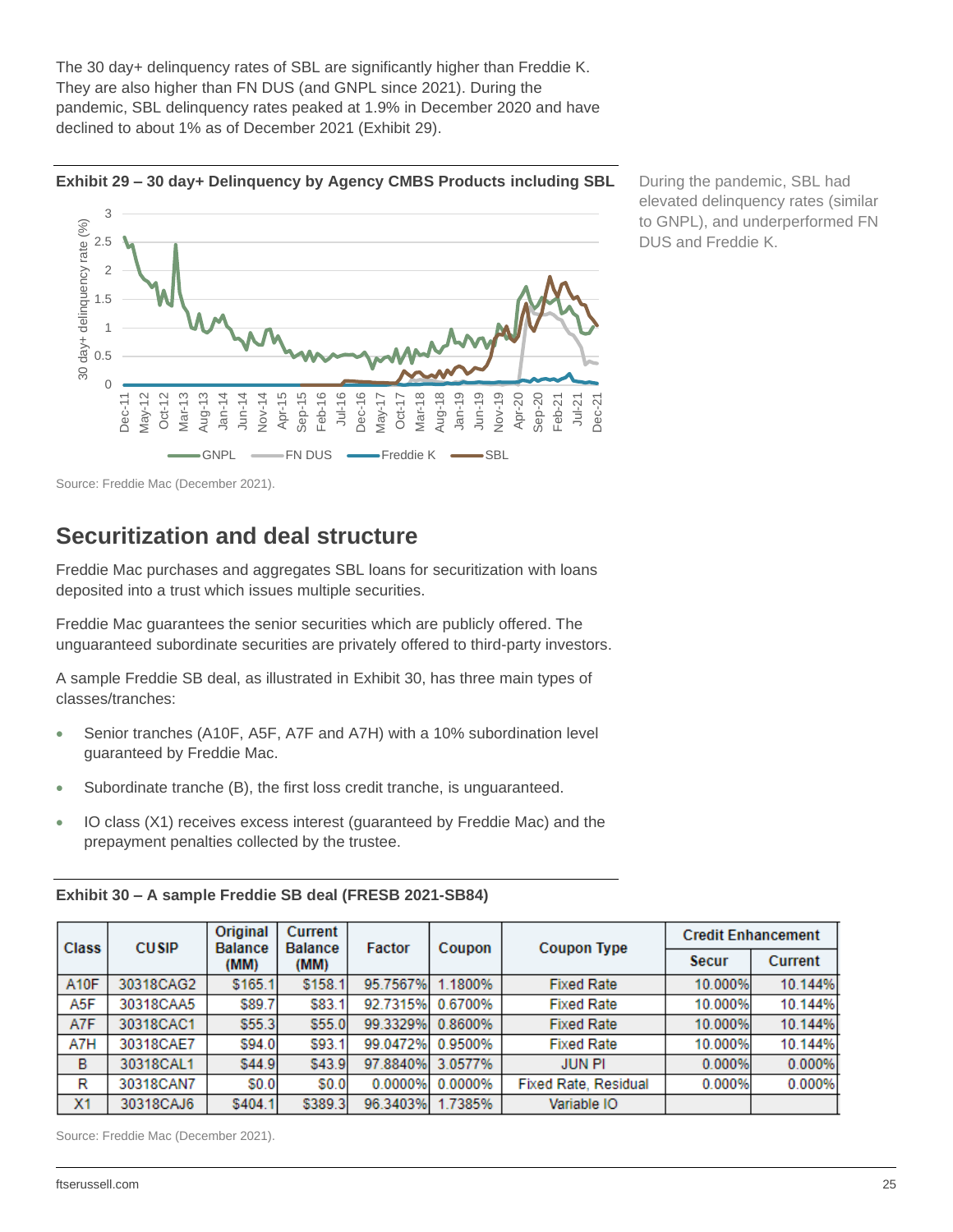The 30 day+ delinquency rates of SBL are significantly higher than Freddie K. They are also higher than FN DUS (and GNPL since 2021). During the pandemic, SBL delinquency rates peaked at 1.9% in December 2020 and have declined to about 1% as of December 2021 (Exhibit 29).

**Exhibit 29 – 30 day+ Delinquency by Agency CMBS Products including SBL**

During the pandemic, SBL had elevated delinquency rates (similar to GNPL), and underperformed FN DUS and Freddie K.

Source: Freddie Mac (December 2021).

## Securitization and deal structure

Freddie Mac purchases and aggregates SBL loans for securitization with loans deposited into a trust which issues multiple securities.

Freddie Mac guarantees the senior securities which are publicly offered. The unguaranteed subordinate securities are privately offered to third-party investors.

A sample Freddie SB deal, as illustrated in Exhibit 30, has three main types of classes/tranches:

- Senior tranches (A10F, A5F, A7F and A7H) with a 10% subordination level guaranteed by Freddie Mac.
- Subordinate tranche (B), the first loss credit tranche, is unguaranteed.
- IO class (X1) receives excess interest (guaranteed by Freddie Mac) and the prepayment penalties collected by the trustee.

**Exhibit 30 – A sample Freddie SB deal (FRESB 2021-SB84)**

| Class | CUSIP | Original Balance (MM) | Current Balance (MM) | Factor | Coupon | Coupon Type | Credit Enhancement | |
|---|---|---|---|---|---|---|---|---|
| | | | | | | | Secur | Current |
| A10F | 30318CAG2 | $165.1 | $158.1 | 95.7567% | 1.1800% | Fixed Rate | 10.000% | 10.144% |
| A5F | 30318CAA5 | $89.7 | $83.1 | 92.7315% | 0.6700% | Fixed Rate | 10.000% | 10.144% |
| A7F | 30318CAC1 | $55.3 | $55.0 | 99.3329% | 0.8600% | Fixed Rate | 10.000% | 10.144% |
| A7H | 30318CAE7 | $94.0 | $93.1 | 99.0472% | 0.9500% | Fixed Rate | 10.000% | 10.144% |
| B | 30318CAL1 | $44.9 | $43.9 | 97.8840% | 3.0577% | JUN PI | 0.000% | 0.000% |
| R | 30318CAN7 | $0.0 | $0.0 | 0.0000% | 0.0000% | Fixed Rate, Residual | 0.000% | 0.000% |
| X1 | 30318CAJ6 | $404.1 | $389.3 | 96.3403% | 1.7385% | Variable IO | | |

Source: Freddie Mac (December 2021).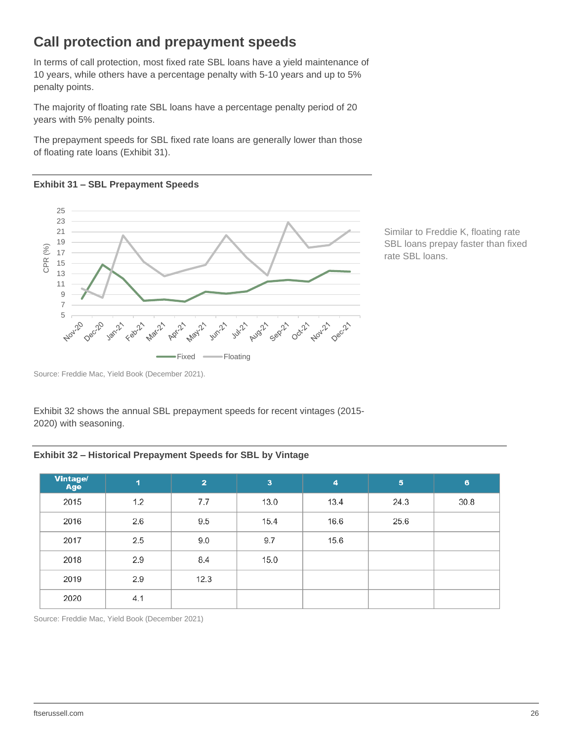## Call protection and prepayment speeds

In terms of call protection, most fixed rate SBL loans have a yield maintenance of 10 years, while others have a percentage penalty with 5-10 years and up to 5% penalty points.

The majority of floating rate SBL loans have a percentage penalty period of 20 years with 5% penalty points.

The prepayment speeds for SBL fixed rate loans are generally lower than those of floating rate loans (Exhibit 31).

**Exhibit 31 – SBL Prepayment Speeds**

Source: Freddie Mac, Yield Book (December 2021).

Similar to Freddie K, floating rate SBL loans prepay faster than fixed rate SBL loans.

Exhibit 32 shows the annual SBL prepayment speeds for recent vintages (2015-2020) with seasoning.

**Exhibit 32 – Historical Prepayment Speeds for SBL by Vintage**

| Vintage/ Age | 1 | 2 | 3 | 4 | 5 | 6 |
|---|---|---|---|---|---|---|
| 2015 | 1.2 | 7.7 | 13.0 | 13.4 | 24.3 | 30.8 |
| 2016 | 2.6 | 9.5 | 15.4 | 16.6 | 25.6 | |
| 2017 | 2.5 | 9.0 | 9.7 | 15.6 | | |
| 2018 | 2.9 | 8.4 | 15.0 | | | |
| 2019 | 2.9 | 12.3 | | | | |
| 2020 | 4.1 | | | | | |

Source: Freddie Mac, Yield Book (December 2021)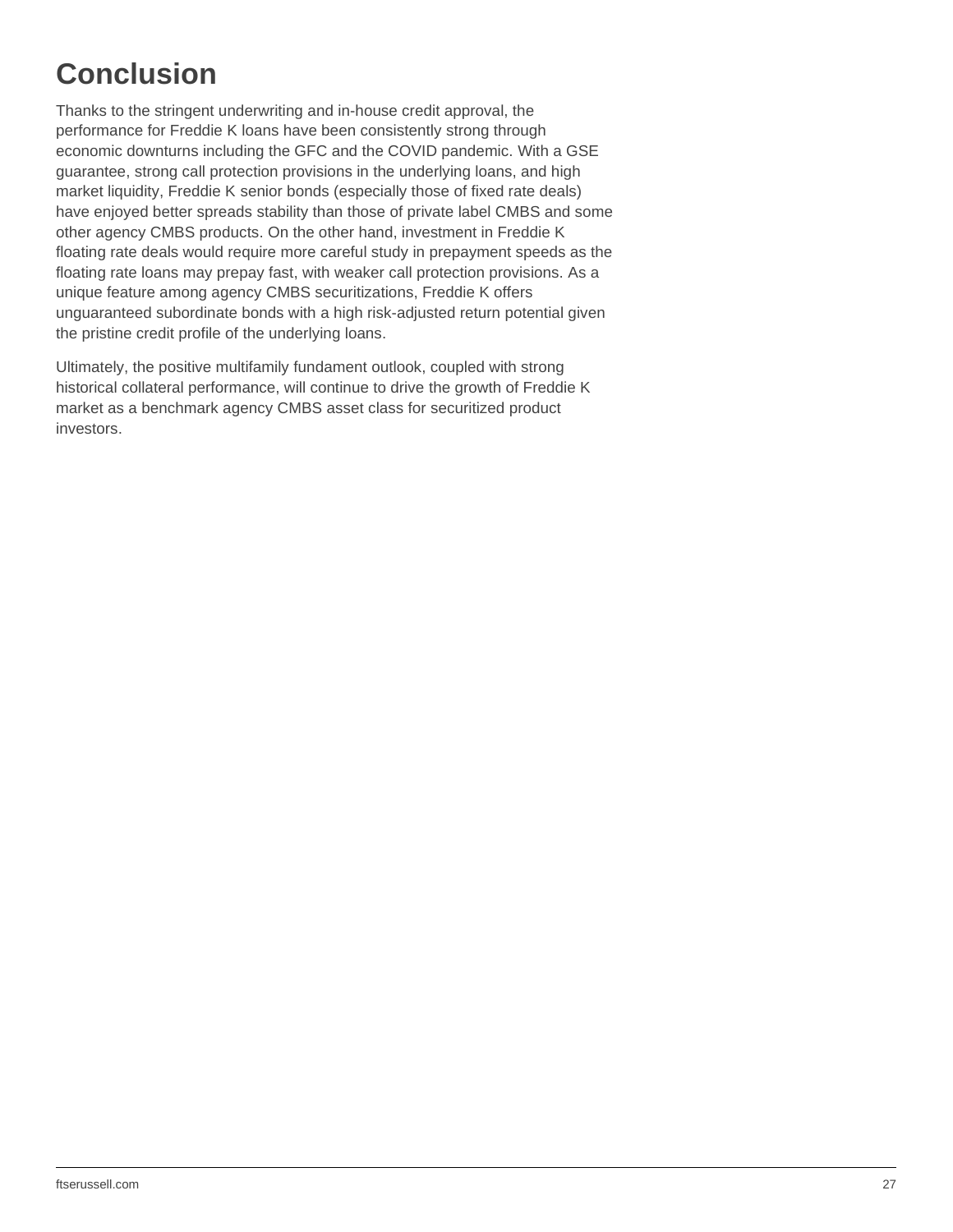# Conclusion

Thanks to the stringent underwriting and in-house credit approval, the performance for Freddie K loans have been consistently strong through economic downturns including the GFC and the COVID pandemic. With a GSE guarantee, strong call protection provisions in the underlying loans, and high market liquidity, Freddie K senior bonds (especially those of fixed rate deals) have enjoyed better spreads stability than those of private label CMBS and some other agency CMBS products. On the other hand, investment in Freddie K floating rate deals would require more careful study in prepayment speeds as the floating rate loans may prepay fast, with weaker call protection provisions. As a unique feature among agency CMBS securitizations, Freddie K offers unguaranteed subordinate bonds with a high risk-adjusted return potential given the pristine credit profile of the underlying loans.

Ultimately, the positive multifamily fundament outlook, coupled with strong historical collateral performance, will continue to drive the growth of Freddie K market as a benchmark agency CMBS asset class for securitized product investors.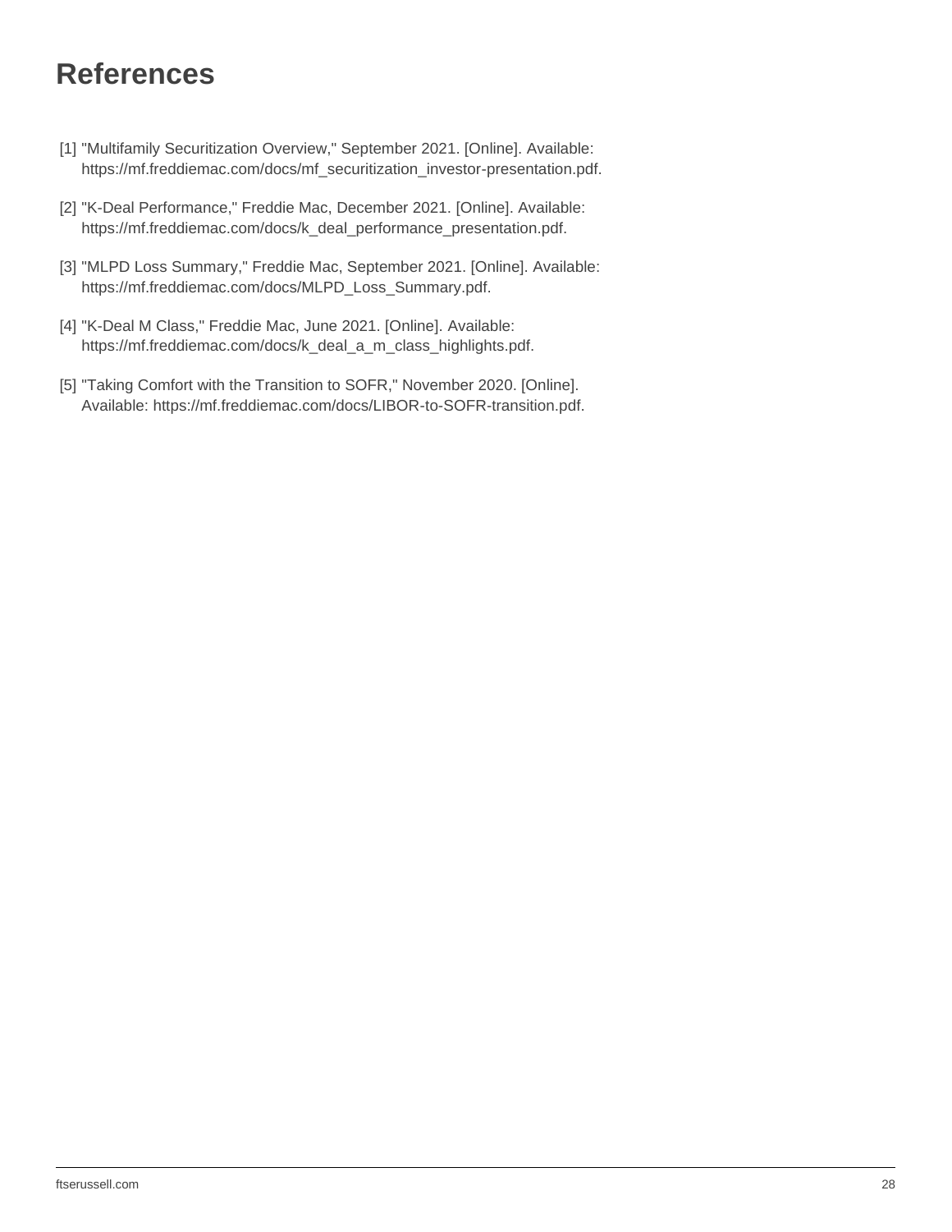# References

[1] "Multifamily Securitization Overview," September 2021. [Online]. Available: https://mf.freddiemac.com/docs/mf_securitization_investor-presentation.pdf.

[2] "K-Deal Performance," Freddie Mac, December 2021. [Online]. Available: https://mf.freddiemac.com/docs/k_deal_performance_presentation.pdf.

[3] "MLPD Loss Summary," Freddie Mac, September 2021. [Online]. Available: https://mf.freddiemac.com/docs/MLPD_Loss_Summary.pdf.

[4] "K-Deal M Class," Freddie Mac, June 2021. [Online]. Available: https://mf.freddiemac.com/docs/k_deal_a_m_class_highlights.pdf.

[5] "Taking Comfort with the Transition to SOFR," November 2020. [Online]. Available: https://mf.freddiemac.com/docs/LIBOR-to-SOFR-transition.pdf.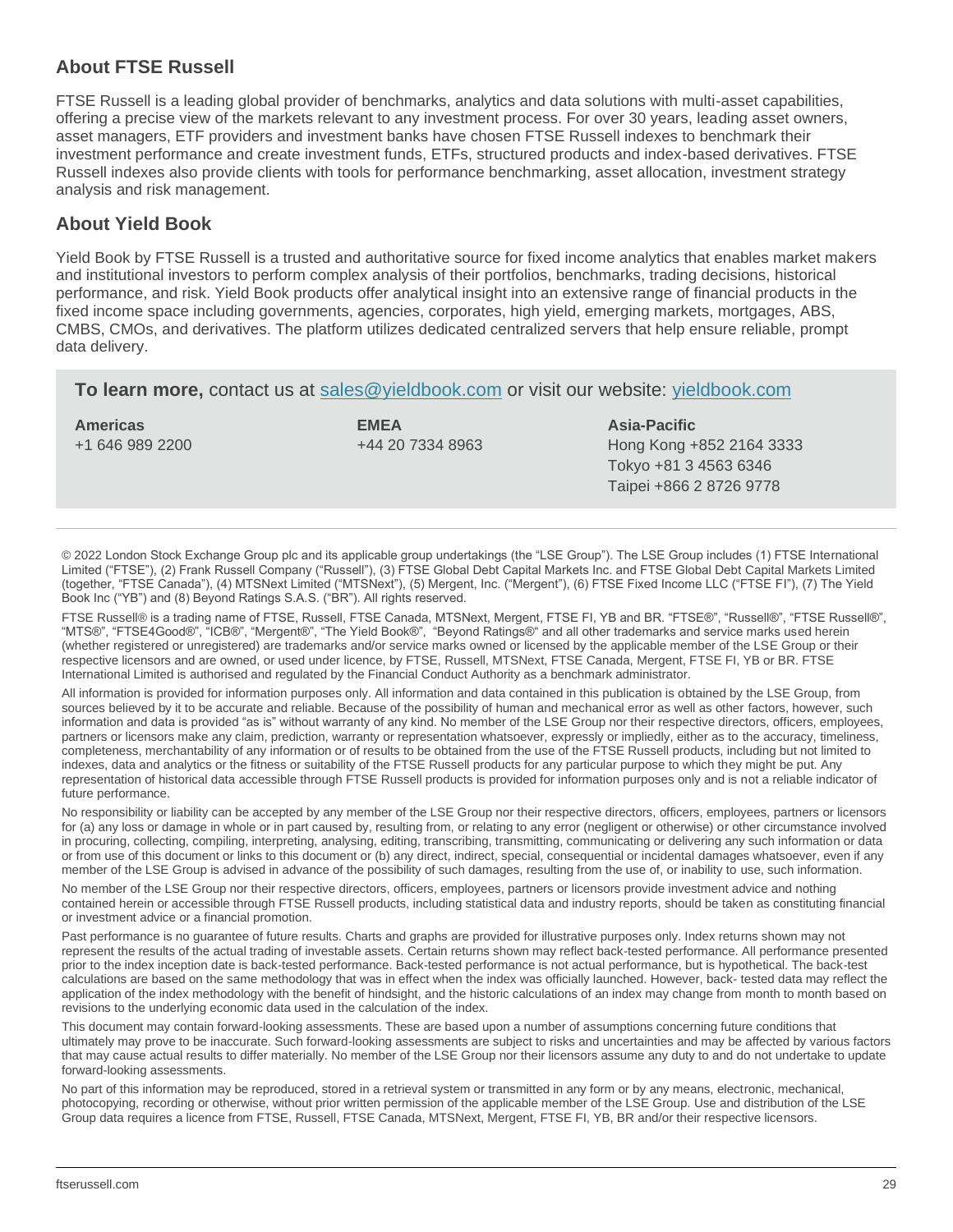## About FTSE Russell

FTSE Russell is a leading global provider of benchmarks, analytics and data solutions with multi-asset capabilities, offering a precise view of the markets relevant to any investment process. For over 30 years, leading asset owners, asset managers, ETF providers and investment banks have chosen FTSE Russell indexes to benchmark their investment performance and create investment funds, ETFs, structured products and index-based derivatives. FTSE Russell indexes also provide clients with tools for performance benchmarking, asset allocation, investment strategy analysis and risk management.

## About Yield Book

Yield Book by FTSE Russell is a trusted and authoritative source for fixed income analytics that enables market makers and institutional investors to perform complex analysis of their portfolios, benchmarks, trading decisions, historical performance, and risk. Yield Book products offer analytical insight into an extensive range of financial products in the fixed income space including governments, agencies, corporates, high yield, emerging markets, mortgages, ABS, CMBS, CMOs, and derivatives. The platform utilizes dedicated centralized servers that help ensure reliable, prompt data delivery.

**To learn more,** contact us at sales@yieldbook.com or visit our website: yieldbook.com

**Americas**
+1 646 989 2200

**EMEA**
+44 20 7334 8963

**Asia-Pacific**
Hong Kong +852 2164 3333
Tokyo +81 3 4563 6346
Taipei +866 2 8726 9778

© 2022 London Stock Exchange Group plc and its applicable group undertakings (the "LSE Group"). The LSE Group includes (1) FTSE International Limited ("FTSE"), (2) Frank Russell Company ("Russell"), (3) FTSE Global Debt Capital Markets Inc. and FTSE Global Debt Capital Markets Limited (together, "FTSE Canada"), (4) MTSNext Limited ("MTSNext"), (5) Mergent, Inc. ("Mergent"), (6) FTSE Fixed Income LLC ("FTSE FI"), (7) The Yield Book Inc ("YB") and (8) Beyond Ratings S.A.S. ("BR"). All rights reserved.

FTSE Russell® is a trading name of FTSE, Russell, FTSE Canada, MTSNext, Mergent, FTSE FI, YB and BR. "FTSE®", "Russell®", "FTSE Russell®", "MTS®", "FTSE4Good®", "ICB®", "Mergent®", "The Yield Book®", "Beyond Ratings®" and all other trademarks and service marks used herein (whether registered or unregistered) are trademarks and/or service marks owned or licensed by the applicable member of the LSE Group or their respective licensors and are owned, or used under licence, by FTSE, Russell, MTSNext, FTSE Canada, Mergent, FTSE FI, YB or BR. FTSE International Limited is authorised and regulated by the Financial Conduct Authority as a benchmark administrator.

All information is provided for information purposes only. All information and data contained in this publication is obtained by the LSE Group, from sources believed by it to be accurate and reliable. Because of the possibility of human and mechanical error as well as other factors, however, such information and data is provided "as is" without warranty of any kind. No member of the LSE Group nor their respective directors, officers, employees, partners or licensors make any claim, prediction, warranty or representation whatsoever, expressly or impliedly, either as to the accuracy, timeliness, completeness, merchantability of any information or of results to be obtained from the use of the FTSE Russell products, including but not limited to indexes, data and analytics or the fitness or suitability of the FTSE Russell products for any particular purpose to which they might be put. Any representation of historical data accessible through FTSE Russell products is provided for information purposes only and is not a reliable indicator of future performance.

No responsibility or liability can be accepted by any member of the LSE Group nor their respective directors, officers, employees, partners or licensors for (a) any loss or damage in whole or in part caused by, resulting from, or relating to any error (negligent or otherwise) or other circumstance involved in procuring, collecting, compiling, interpreting, analysing, editing, transcribing, transmitting, communicating or delivering any such information or data or from use of this document or links to this document or (b) any direct, indirect, special, consequential or incidental damages whatsoever, even if any member of the LSE Group is advised in advance of the possibility of such damages, resulting from the use of, or inability to use, such information.

No member of the LSE Group nor their respective directors, officers, employees, partners or licensors provide investment advice and nothing contained herein or accessible through FTSE Russell products, including statistical data and industry reports, should be taken as constituting financial or investment advice or a financial promotion.

Past performance is no guarantee of future results. Charts and graphs are provided for illustrative purposes only. Index returns shown may not represent the results of the actual trading of investable assets. Certain returns shown may reflect back-tested performance. All performance presented prior to the index inception date is back-tested performance. Back-tested performance is not actual performance, but is hypothetical. The back-test calculations are based on the same methodology that was in effect when the index was officially launched. However, back- tested data may reflect the application of the index methodology with the benefit of hindsight, and the historic calculations of an index may change from month to month based on revisions to the underlying economic data used in the calculation of the index.

This document may contain forward-looking assessments. These are based upon a number of assumptions concerning future conditions that ultimately may prove to be inaccurate. Such forward-looking assessments are subject to risks and uncertainties and may be affected by various factors that may cause actual results to differ materially. No member of the LSE Group nor their licensors assume any duty to and do not undertake to update forward-looking assessments.

No part of this information may be reproduced, stored in a retrieval system or transmitted in any form or by any means, electronic, mechanical, photocopying, recording or otherwise, without prior written permission of the applicable member of the LSE Group. Use and distribution of the LSE Group data requires a licence from FTSE, Russell, FTSE Canada, MTSNext, Mergent, FTSE FI, YB, BR and/or their respective licensors.